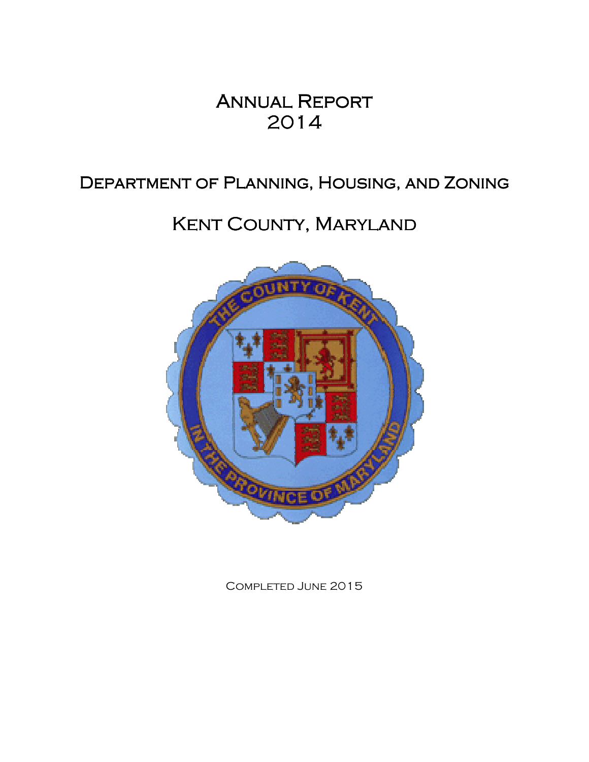# Annual Report 2014

## Department of Planning, Housing, and Zoning

## Kent County, Maryland

Completed June 2015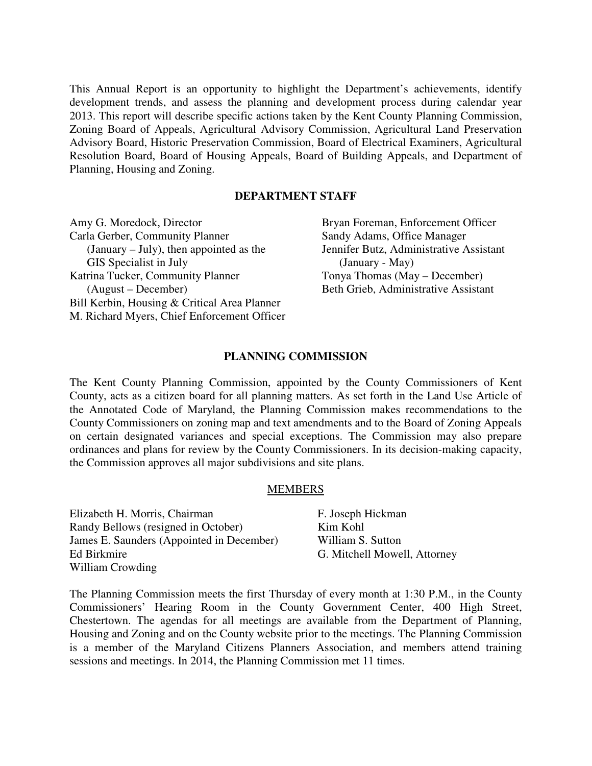This Annual Report is an opportunity to highlight the Department's achievements, identify development trends, and assess the planning and development process during calendar year 2013. This report will describe specific actions taken by the Kent County Planning Commission, Zoning Board of Appeals, Agricultural Advisory Commission, Agricultural Land Preservation Advisory Board, Historic Preservation Commission, Board of Electrical Examiners, Agricultural Resolution Board, Board of Housing Appeals, Board of Building Appeals, and Department of Planning, Housing and Zoning.

## DEPARTMENT STAFF

Amy G. Moredock, Director
Carla Gerber, Community Planner (January – July), then appointed as the GIS Specialist in July
Katrina Tucker, Community Planner (August – December)
Bill Kerbin, Housing & Critical Area Planner
M. Richard Myers, Chief Enforcement Officer
Bryan Foreman, Enforcement Officer
Sandy Adams, Office Manager
Jennifer Butz, Administrative Assistant (January - May)
Tonya Thomas (May – December)
Beth Grieb, Administrative Assistant

## PLANNING COMMISSION

The Kent County Planning Commission, appointed by the County Commissioners of Kent County, acts as a citizen board for all planning matters. As set forth in the Land Use Article of the Annotated Code of Maryland, the Planning Commission makes recommendations to the County Commissioners on zoning map and text amendments and to the Board of Zoning Appeals on certain designated variances and special exceptions. The Commission may also prepare ordinances and plans for review by the County Commissioners. In its decision-making capacity, the Commission approves all major subdivisions and site plans.

### MEMBERS

Elizabeth H. Morris, Chairman
Randy Bellows (resigned in October)
James E. Saunders (Appointed in December)
Ed Birkmire
William Crowding
F. Joseph Hickman
Kim Kohl
William S. Sutton
G. Mitchell Mowell, Attorney

The Planning Commission meets the first Thursday of every month at 1:30 P.M., in the County Commissioners' Hearing Room in the County Government Center, 400 High Street, Chestertown. The agendas for all meetings are available from the Department of Planning, Housing and Zoning and on the County website prior to the meetings. The Planning Commission is a member of the Maryland Citizens Planners Association, and members attend training sessions and meetings. In 2014, the Planning Commission met 11 times.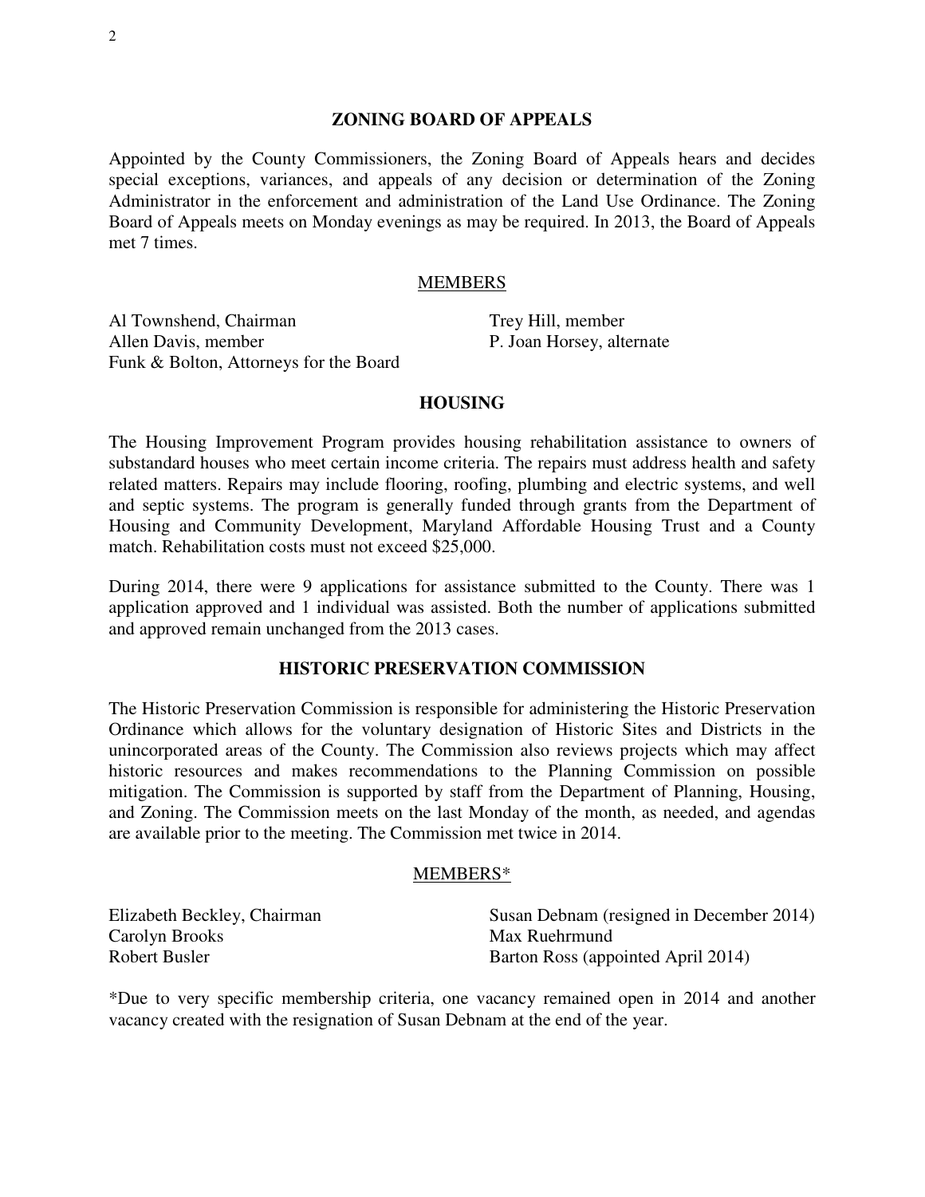## ZONING BOARD OF APPEALS

Appointed by the County Commissioners, the Zoning Board of Appeals hears and decides special exceptions, variances, and appeals of any decision or determination of the Zoning Administrator in the enforcement and administration of the Land Use Ordinance. The Zoning Board of Appeals meets on Monday evenings as may be required. In 2013, the Board of Appeals met 7 times.

### MEMBERS

Al Townshend, Chairman
Allen Davis, member
Funk & Bolton, Attorneys for the Board
Trey Hill, member
P. Joan Horsey, alternate

## HOUSING

The Housing Improvement Program provides housing rehabilitation assistance to owners of substandard houses who meet certain income criteria. The repairs must address health and safety related matters. Repairs may include flooring, roofing, plumbing and electric systems, and well and septic systems. The program is generally funded through grants from the Department of Housing and Community Development, Maryland Affordable Housing Trust and a County match. Rehabilitation costs must not exceed $25,000.

During 2014, there were 9 applications for assistance submitted to the County. There was 1 application approved and 1 individual was assisted. Both the number of applications submitted and approved remain unchanged from the 2013 cases.

## HISTORIC PRESERVATION COMMISSION

The Historic Preservation Commission is responsible for administering the Historic Preservation Ordinance which allows for the voluntary designation of Historic Sites and Districts in the unincorporated areas of the County. The Commission also reviews projects which may affect historic resources and makes recommendations to the Planning Commission on possible mitigation. The Commission is supported by staff from the Department of Planning, Housing, and Zoning. The Commission meets on the last Monday of the month, as needed, and agendas are available prior to the meeting. The Commission met twice in 2014.

### MEMBERS*

Elizabeth Beckley, Chairman
Carolyn Brooks
Robert Busler
Susan Debnam (resigned in December 2014)
Max Ruehrmund
Barton Ross (appointed April 2014)

*Due to very specific membership criteria, one vacancy remained open in 2014 and another vacancy created with the resignation of Susan Debnam at the end of the year.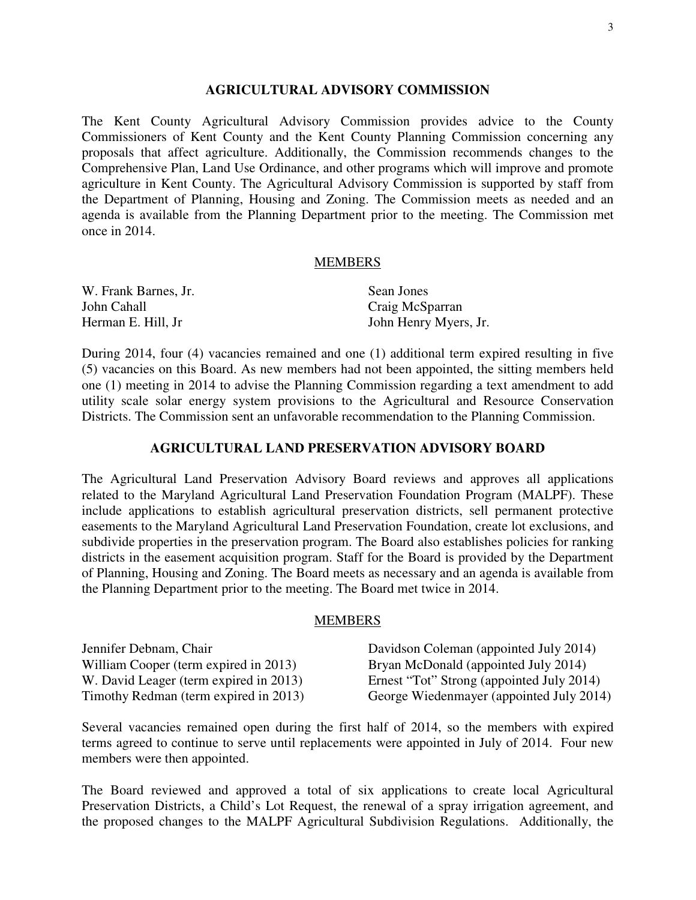## AGRICULTURAL ADVISORY COMMISSION

The Kent County Agricultural Advisory Commission provides advice to the County Commissioners of Kent County and the Kent County Planning Commission concerning any proposals that affect agriculture. Additionally, the Commission recommends changes to the Comprehensive Plan, Land Use Ordinance, and other programs which will improve and promote agriculture in Kent County. The Agricultural Advisory Commission is supported by staff from the Department of Planning, Housing and Zoning. The Commission meets as needed and an agenda is available from the Planning Department prior to the meeting. The Commission met once in 2014.

### MEMBERS

W. Frank Barnes, Jr.
John Cahall
Herman E. Hill, Jr
Sean Jones
Craig McSparran
John Henry Myers, Jr.

During 2014, four (4) vacancies remained and one (1) additional term expired resulting in five (5) vacancies on this Board. As new members had not been appointed, the sitting members held one (1) meeting in 2014 to advise the Planning Commission regarding a text amendment to add utility scale solar energy system provisions to the Agricultural and Resource Conservation Districts. The Commission sent an unfavorable recommendation to the Planning Commission.

## AGRICULTURAL LAND PRESERVATION ADVISORY BOARD

The Agricultural Land Preservation Advisory Board reviews and approves all applications related to the Maryland Agricultural Land Preservation Foundation Program (MALPF). These include applications to establish agricultural preservation districts, sell permanent protective easements to the Maryland Agricultural Land Preservation Foundation, create lot exclusions, and subdivide properties in the preservation program. The Board also establishes policies for ranking districts in the easement acquisition program. Staff for the Board is provided by the Department of Planning, Housing and Zoning. The Board meets as necessary and an agenda is available from the Planning Department prior to the meeting. The Board met twice in 2014.

### MEMBERS

Jennifer Debnam, Chair
William Cooper (term expired in 2013)
W. David Leager (term expired in 2013)
Timothy Redman (term expired in 2013)
Davidson Coleman (appointed July 2014)
Bryan McDonald (appointed July 2014)
Ernest "Tot" Strong (appointed July 2014)
George Wiedenmayer (appointed July 2014)

Several vacancies remained open during the first half of 2014, so the members with expired terms agreed to continue to serve until replacements were appointed in July of 2014. Four new members were then appointed.

The Board reviewed and approved a total of six applications to create local Agricultural Preservation Districts, a Child's Lot Request, the renewal of a spray irrigation agreement, and the proposed changes to the MALPF Agricultural Subdivision Regulations. Additionally, the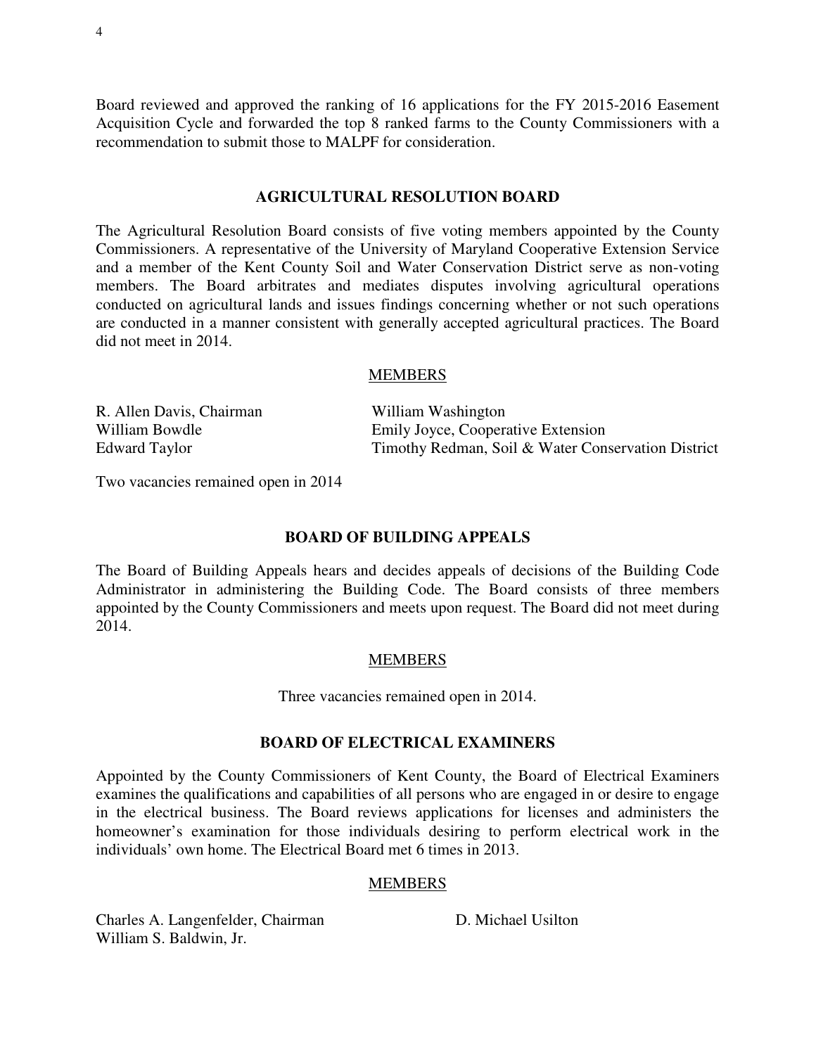Board reviewed and approved the ranking of 16 applications for the FY 2015-2016 Easement Acquisition Cycle and forwarded the top 8 ranked farms to the County Commissioners with a recommendation to submit those to MALPF for consideration.

## AGRICULTURAL RESOLUTION BOARD

The Agricultural Resolution Board consists of five voting members appointed by the County Commissioners. A representative of the University of Maryland Cooperative Extension Service and a member of the Kent County Soil and Water Conservation District serve as non-voting members. The Board arbitrates and mediates disputes involving agricultural operations conducted on agricultural lands and issues findings concerning whether or not such operations are conducted in a manner consistent with generally accepted agricultural practices. The Board did not meet in 2014.

### MEMBERS

R. Allen Davis, Chairman
William Bowdle
Edward Taylor
William Washington
Emily Joyce, Cooperative Extension
Timothy Redman, Soil & Water Conservation District

Two vacancies remained open in 2014

## BOARD OF BUILDING APPEALS

The Board of Building Appeals hears and decides appeals of decisions of the Building Code Administrator in administering the Building Code. The Board consists of three members appointed by the County Commissioners and meets upon request. The Board did not meet during 2014.

### MEMBERS

Three vacancies remained open in 2014.

## BOARD OF ELECTRICAL EXAMINERS

Appointed by the County Commissioners of Kent County, the Board of Electrical Examiners examines the qualifications and capabilities of all persons who are engaged in or desire to engage in the electrical business. The Board reviews applications for licenses and administers the homeowner's examination for those individuals desiring to perform electrical work in the individuals' own home. The Electrical Board met 6 times in 2013.

### MEMBERS

Charles A. Langenfelder, Chairman
William S. Baldwin, Jr.
D. Michael Usilton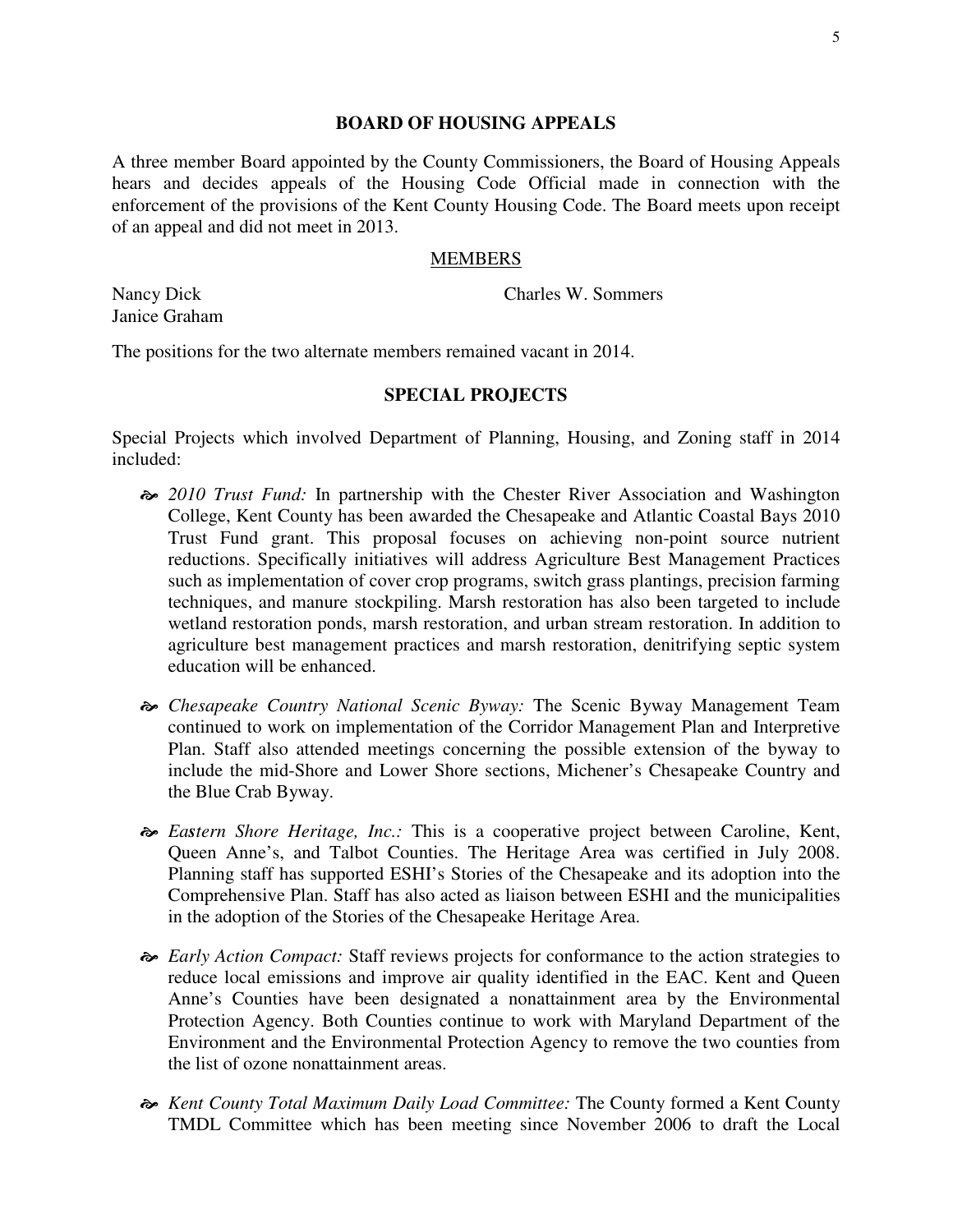## BOARD OF HOUSING APPEALS

A three member Board appointed by the County Commissioners, the Board of Housing Appeals hears and decides appeals of the Housing Code Official made in connection with the enforcement of the provisions of the Kent County Housing Code. The Board meets upon receipt of an appeal and did not meet in 2013.

### MEMBERS

Nancy Dick
Charles W. Sommers
Janice Graham

The positions for the two alternate members remained vacant in 2014.

## SPECIAL PROJECTS

Special Projects which involved Department of Planning, Housing, and Zoning staff in 2014 included:

- *2010 Trust Fund:* In partnership with the Chester River Association and Washington College, Kent County has been awarded the Chesapeake and Atlantic Coastal Bays 2010 Trust Fund grant. This proposal focuses on achieving non-point source nutrient reductions. Specifically initiatives will address Agriculture Best Management Practices such as implementation of cover crop programs, switch grass plantings, precision farming techniques, and manure stockpiling. Marsh restoration has also been targeted to include wetland restoration ponds, marsh restoration, and urban stream restoration. In addition to agriculture best management practices and marsh restoration, denitrifying septic system education will be enhanced.

- *Chesapeake Country National Scenic Byway:* The Scenic Byway Management Team continued to work on implementation of the Corridor Management Plan and Interpretive Plan. Staff also attended meetings concerning the possible extension of the byway to include the mid-Shore and Lower Shore sections, Michener's Chesapeake Country and the Blue Crab Byway.

- *Eastern Shore Heritage, Inc.:* This is a cooperative project between Caroline, Kent, Queen Anne's, and Talbot Counties. The Heritage Area was certified in July 2008. Planning staff has supported ESHI's Stories of the Chesapeake and its adoption into the Comprehensive Plan. Staff has also acted as liaison between ESHI and the municipalities in the adoption of the Stories of the Chesapeake Heritage Area.

- *Early Action Compact:* Staff reviews projects for conformance to the action strategies to reduce local emissions and improve air quality identified in the EAC. Kent and Queen Anne's Counties have been designated a nonattainment area by the Environmental Protection Agency. Both Counties continue to work with Maryland Department of the Environment and the Environmental Protection Agency to remove the two counties from the list of ozone nonattainment areas.

- *Kent County Total Maximum Daily Load Committee:* The County formed a Kent County TMDL Committee which has been meeting since November 2006 to draft the Local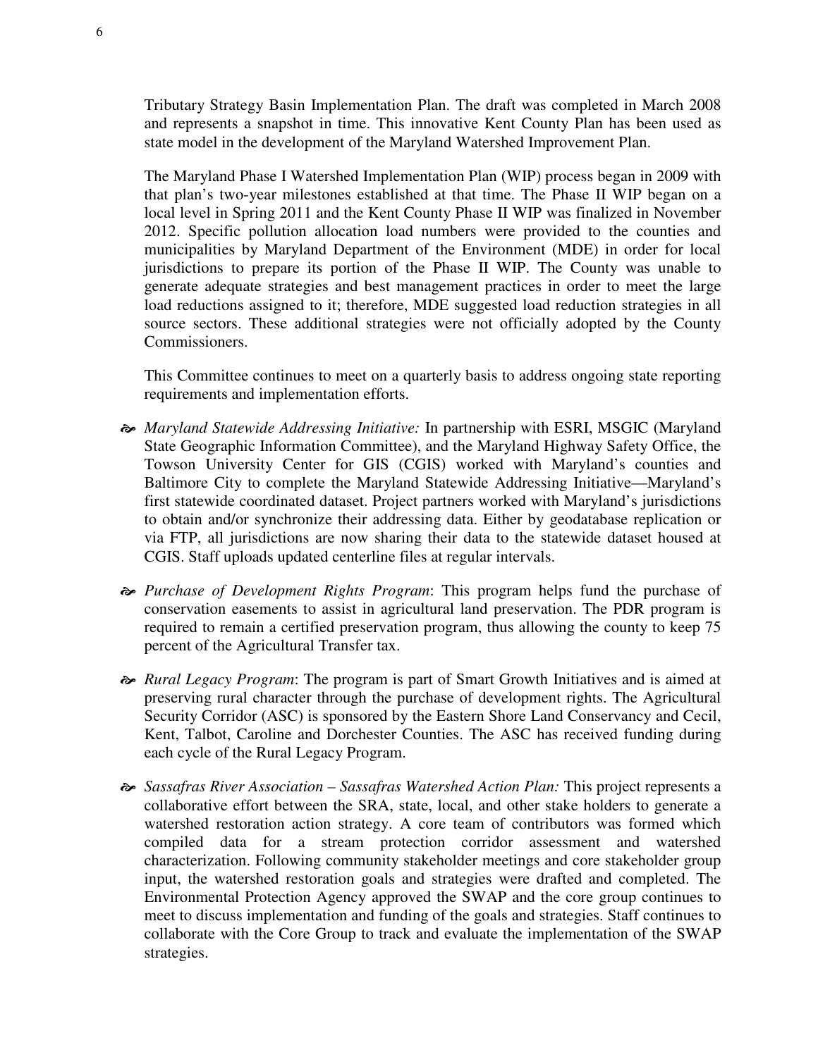Tributary Strategy Basin Implementation Plan. The draft was completed in March 2008 and represents a snapshot in time. This innovative Kent County Plan has been used as state model in the development of the Maryland Watershed Improvement Plan.

The Maryland Phase I Watershed Implementation Plan (WIP) process began in 2009 with that plan's two-year milestones established at that time. The Phase II WIP began on a local level in Spring 2011 and the Kent County Phase II WIP was finalized in November 2012. Specific pollution allocation load numbers were provided to the counties and municipalities by Maryland Department of the Environment (MDE) in order for local jurisdictions to prepare its portion of the Phase II WIP. The County was unable to generate adequate strategies and best management practices in order to meet the large load reductions assigned to it; therefore, MDE suggested load reduction strategies in all source sectors. These additional strategies were not officially adopted by the County Commissioners.

This Committee continues to meet on a quarterly basis to address ongoing state reporting requirements and implementation efforts.

- *Maryland Statewide Addressing Initiative:* In partnership with ESRI, MSGIC (Maryland State Geographic Information Committee), and the Maryland Highway Safety Office, the Towson University Center for GIS (CGIS) worked with Maryland's counties and Baltimore City to complete the Maryland Statewide Addressing Initiative—Maryland's first statewide coordinated dataset. Project partners worked with Maryland's jurisdictions to obtain and/or synchronize their addressing data. Either by geodatabase replication or via FTP, all jurisdictions are now sharing their data to the statewide dataset housed at CGIS. Staff uploads updated centerline files at regular intervals.

- *Purchase of Development Rights Program*: This program helps fund the purchase of conservation easements to assist in agricultural land preservation. The PDR program is required to remain a certified preservation program, thus allowing the county to keep 75 percent of the Agricultural Transfer tax.

- *Rural Legacy Program*: The program is part of Smart Growth Initiatives and is aimed at preserving rural character through the purchase of development rights. The Agricultural Security Corridor (ASC) is sponsored by the Eastern Shore Land Conservancy and Cecil, Kent, Talbot, Caroline and Dorchester Counties. The ASC has received funding during each cycle of the Rural Legacy Program.

- *Sassafras River Association – Sassafras Watershed Action Plan:* This project represents a collaborative effort between the SRA, state, local, and other stake holders to generate a watershed restoration action strategy. A core team of contributors was formed which compiled data for a stream protection corridor assessment and watershed characterization. Following community stakeholder meetings and core stakeholder group input, the watershed restoration goals and strategies were drafted and completed. The Environmental Protection Agency approved the SWAP and the core group continues to meet to discuss implementation and funding of the goals and strategies. Staff continues to collaborate with the Core Group to track and evaluate the implementation of the SWAP strategies.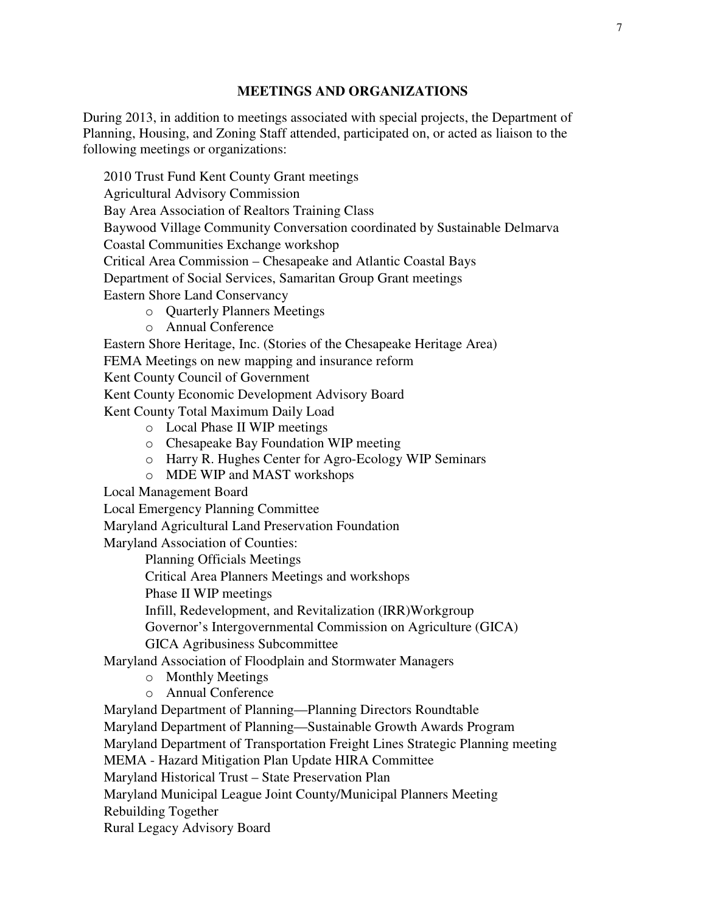## MEETINGS AND ORGANIZATIONS

During 2013, in addition to meetings associated with special projects, the Department of Planning, Housing, and Zoning Staff attended, participated on, or acted as liaison to the following meetings or organizations:

- 2010 Trust Fund Kent County Grant meetings
- Agricultural Advisory Commission
- Bay Area Association of Realtors Training Class
- Baywood Village Community Conversation coordinated by Sustainable Delmarva
- Coastal Communities Exchange workshop
- Critical Area Commission – Chesapeake and Atlantic Coastal Bays
- Department of Social Services, Samaritan Group Grant meetings
- Eastern Shore Land Conservancy
  - Quarterly Planners Meetings
  - Annual Conference
- Eastern Shore Heritage, Inc. (Stories of the Chesapeake Heritage Area)
- FEMA Meetings on new mapping and insurance reform
- Kent County Council of Government
- Kent County Economic Development Advisory Board
- Kent County Total Maximum Daily Load
  - Local Phase II WIP meetings
  - Chesapeake Bay Foundation WIP meeting
  - Harry R. Hughes Center for Agro-Ecology WIP Seminars
  - MDE WIP and MAST workshops
- Local Management Board
- Local Emergency Planning Committee
- Maryland Agricultural Land Preservation Foundation
- Maryland Association of Counties:
  - Planning Officials Meetings
  - Critical Area Planners Meetings and workshops
  - Phase II WIP meetings
  - Infill, Redevelopment, and Revitalization (IRR)Workgroup
  - Governor's Intergovernmental Commission on Agriculture (GICA)
  - GICA Agribusiness Subcommittee
- Maryland Association of Floodplain and Stormwater Managers
  - Monthly Meetings
  - Annual Conference
- Maryland Department of Planning—Planning Directors Roundtable
- Maryland Department of Planning—Sustainable Growth Awards Program
- Maryland Department of Transportation Freight Lines Strategic Planning meeting
- MEMA - Hazard Mitigation Plan Update HIRA Committee
- Maryland Historical Trust – State Preservation Plan
- Maryland Municipal League Joint County/Municipal Planners Meeting
- Rebuilding Together
- Rural Legacy Advisory Board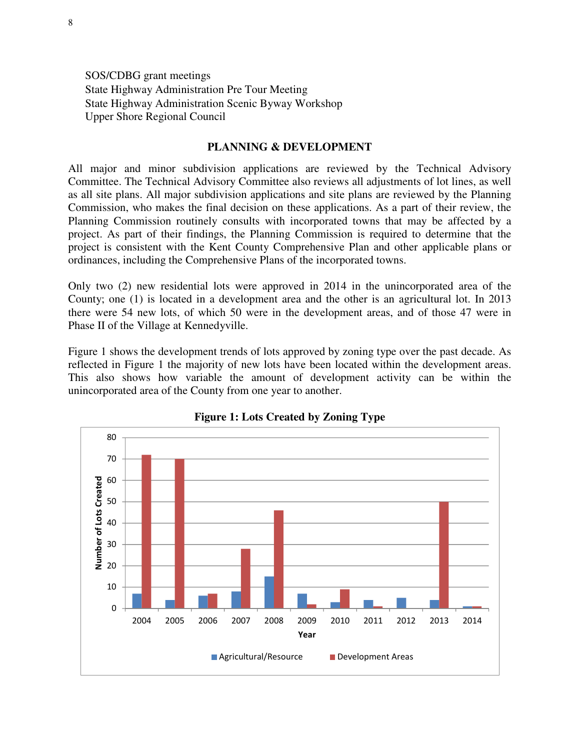SOS/CDBG grant meetings
State Highway Administration Pre Tour Meeting
State Highway Administration Scenic Byway Workshop
Upper Shore Regional Council

## PLANNING & DEVELOPMENT

All major and minor subdivision applications are reviewed by the Technical Advisory Committee. The Technical Advisory Committee also reviews all adjustments of lot lines, as well as all site plans. All major subdivision applications and site plans are reviewed by the Planning Commission, who makes the final decision on these applications. As a part of their review, the Planning Commission routinely consults with incorporated towns that may be affected by a project. As part of their findings, the Planning Commission is required to determine that the project is consistent with the Kent County Comprehensive Plan and other applicable plans or ordinances, including the Comprehensive Plans of the incorporated towns.

Only two (2) new residential lots were approved in 2014 in the unincorporated area of the County; one (1) is located in a development area and the other is an agricultural lot. In 2013 there were 54 new lots, of which 50 were in the development areas, and of those 47 were in Phase II of the Village at Kennedyville.

Figure 1 shows the development trends of lots approved by zoning type over the past decade. As reflected in Figure 1 the majority of new lots have been located within the development areas. This also shows how variable the amount of development activity can be within the unincorporated area of the County from one year to another.

**Figure 1: Lots Created by Zoning Type**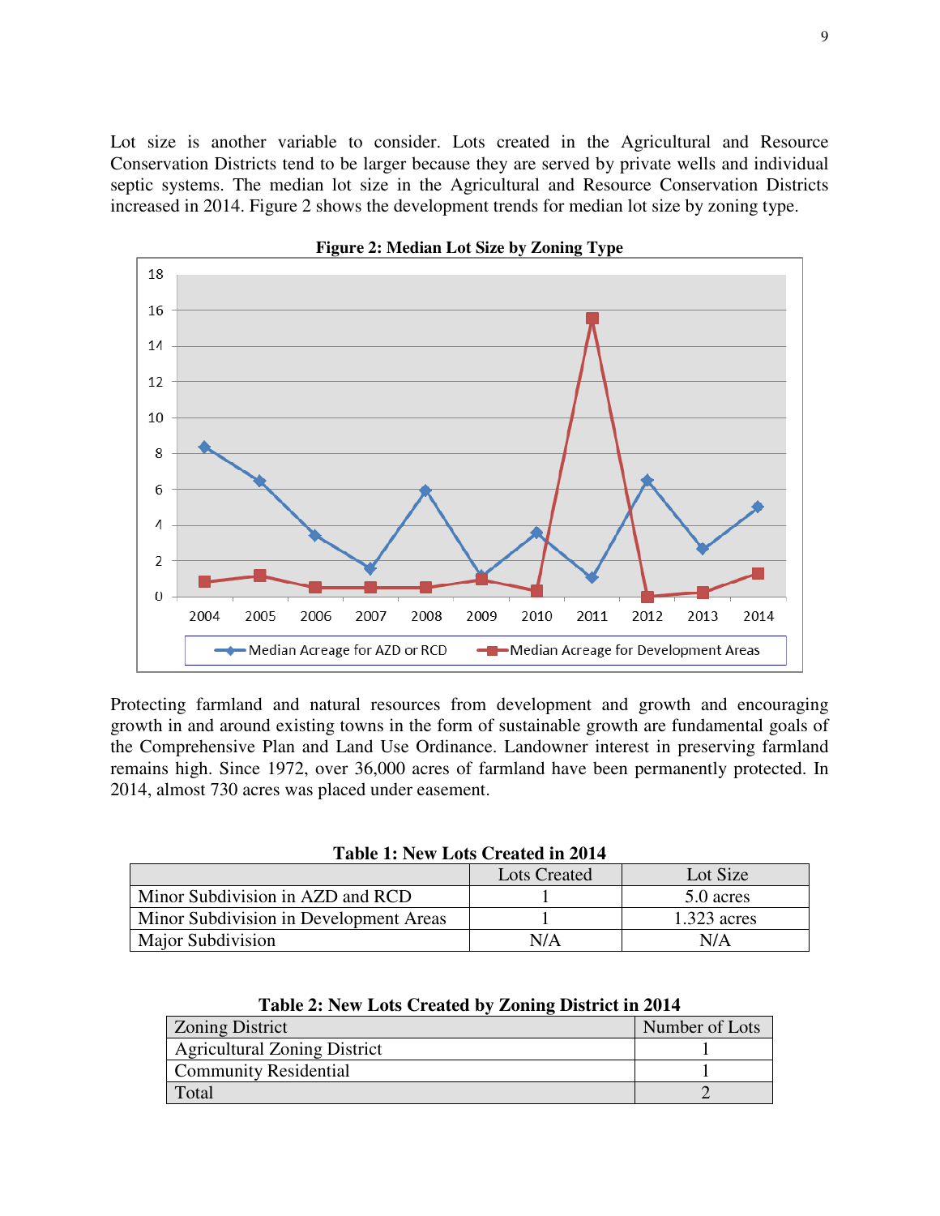Lot size is another variable to consider. Lots created in the Agricultural and Resource Conservation Districts tend to be larger because they are served by private wells and individual septic systems. The median lot size in the Agricultural and Resource Conservation Districts increased in 2014. Figure 2 shows the development trends for median lot size by zoning type.

**Figure 2: Median Lot Size by Zoning Type**

Protecting farmland and natural resources from development and growth and encouraging growth in and around existing towns in the form of sustainable growth are fundamental goals of the Comprehensive Plan and Land Use Ordinance. Landowner interest in preserving farmland remains high. Since 1972, over 36,000 acres of farmland have been permanently protected. In 2014, almost 730 acres was placed under easement.

**Table 1: New Lots Created in 2014**

| | Lots Created | Lot Size |
|---|---|---|
| Minor Subdivision in AZD and RCD | 1 | 5.0 acres |
| Minor Subdivision in Development Areas | 1 | 1.323 acres |
| Major Subdivision | N/A | N/A |

**Table 2: New Lots Created by Zoning District in 2014**

| Zoning District | Number of Lots |
|---|---|
| Agricultural Zoning District | 1 |
| Community Residential | 1 |
| Total | 2 |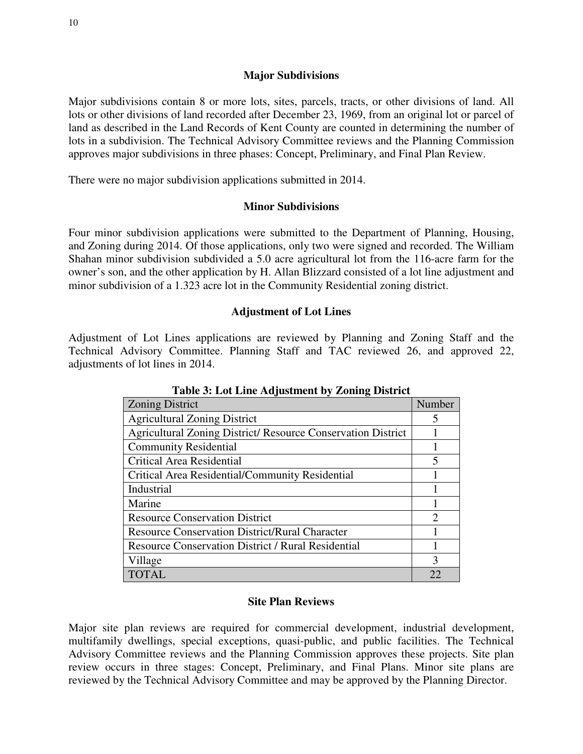## Major Subdivisions

Major subdivisions contain 8 or more lots, sites, parcels, tracts, or other divisions of land. All lots or other divisions of land recorded after December 23, 1969, from an original lot or parcel of land as described in the Land Records of Kent County are counted in determining the number of lots in a subdivision. The Technical Advisory Committee reviews and the Planning Commission approves major subdivisions in three phases: Concept, Preliminary, and Final Plan Review.

There were no major subdivision applications submitted in 2014.

## Minor Subdivisions

Four minor subdivision applications were submitted to the Department of Planning, Housing, and Zoning during 2014. Of those applications, only two were signed and recorded. The William Shahan minor subdivision subdivided a 5.0 acre agricultural lot from the 116-acre farm for the owner's son, and the other application by H. Allan Blizzard consisted of a lot line adjustment and minor subdivision of a 1.323 acre lot in the Community Residential zoning district.

## Adjustment of Lot Lines

Adjustment of Lot Lines applications are reviewed by Planning and Zoning Staff and the Technical Advisory Committee. Planning Staff and TAC reviewed 26, and approved 22, adjustments of lot lines in 2014.

**Table 3: Lot Line Adjustment by Zoning District**

| Zoning District | Number |
|---|---|
| Agricultural Zoning District | 5 |
| Agricultural Zoning District/ Resource Conservation District | 1 |
| Community Residential | 1 |
| Critical Area Residential | 5 |
| Critical Area Residential/Community Residential | 1 |
| Industrial | 1 |
| Marine | 1 |
| Resource Conservation District | 2 |
| Resource Conservation District/Rural Character | 1 |
| Resource Conservation District / Rural Residential | 1 |
| Village | 3 |
| TOTAL | 22 |

## Site Plan Reviews

Major site plan reviews are required for commercial development, industrial development, multifamily dwellings, special exceptions, quasi-public, and public facilities. The Technical Advisory Committee reviews and the Planning Commission approves these projects. Site plan review occurs in three stages: Concept, Preliminary, and Final Plans. Minor site plans are reviewed by the Technical Advisory Committee and may be approved by the Planning Director.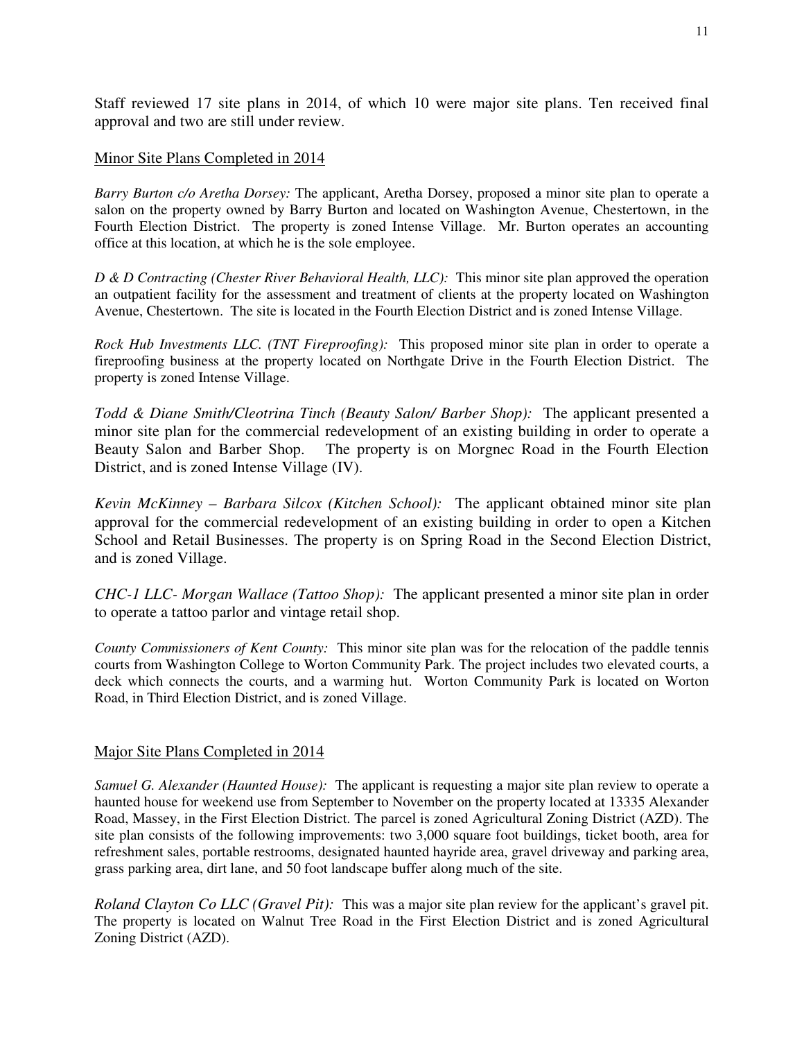Staff reviewed 17 site plans in 2014, of which 10 were major site plans. Ten received final approval and two are still under review.

## Minor Site Plans Completed in 2014

*Barry Burton c/o Aretha Dorsey:* The applicant, Aretha Dorsey, proposed a minor site plan to operate a salon on the property owned by Barry Burton and located on Washington Avenue, Chestertown, in the Fourth Election District. The property is zoned Intense Village. Mr. Burton operates an accounting office at this location, at which he is the sole employee.

*D & D Contracting (Chester River Behavioral Health, LLC):* This minor site plan approved the operation an outpatient facility for the assessment and treatment of clients at the property located on Washington Avenue, Chestertown. The site is located in the Fourth Election District and is zoned Intense Village.

*Rock Hub Investments LLC. (TNT Fireproofing):* This proposed minor site plan in order to operate a fireproofing business at the property located on Northgate Drive in the Fourth Election District. The property is zoned Intense Village.

*Todd & Diane Smith/Cleotrina Tinch (Beauty Salon/ Barber Shop):* The applicant presented a minor site plan for the commercial redevelopment of an existing building in order to operate a Beauty Salon and Barber Shop. The property is on Morgnec Road in the Fourth Election District, and is zoned Intense Village (IV).

*Kevin McKinney – Barbara Silcox (Kitchen School):* The applicant obtained minor site plan approval for the commercial redevelopment of an existing building in order to open a Kitchen School and Retail Businesses. The property is on Spring Road in the Second Election District, and is zoned Village.

*CHC-1 LLC- Morgan Wallace (Tattoo Shop):* The applicant presented a minor site plan in order to operate a tattoo parlor and vintage retail shop.

*County Commissioners of Kent County:* This minor site plan was for the relocation of the paddle tennis courts from Washington College to Worton Community Park. The project includes two elevated courts, a deck which connects the courts, and a warming hut. Worton Community Park is located on Worton Road, in Third Election District, and is zoned Village.

## Major Site Plans Completed in 2014

*Samuel G. Alexander (Haunted House):* The applicant is requesting a major site plan review to operate a haunted house for weekend use from September to November on the property located at 13335 Alexander Road, Massey, in the First Election District. The parcel is zoned Agricultural Zoning District (AZD). The site plan consists of the following improvements: two 3,000 square foot buildings, ticket booth, area for refreshment sales, portable restrooms, designated haunted hayride area, gravel driveway and parking area, grass parking area, dirt lane, and 50 foot landscape buffer along much of the site.

*Roland Clayton Co LLC (Gravel Pit):* This was a major site plan review for the applicant's gravel pit. The property is located on Walnut Tree Road in the First Election District and is zoned Agricultural Zoning District (AZD).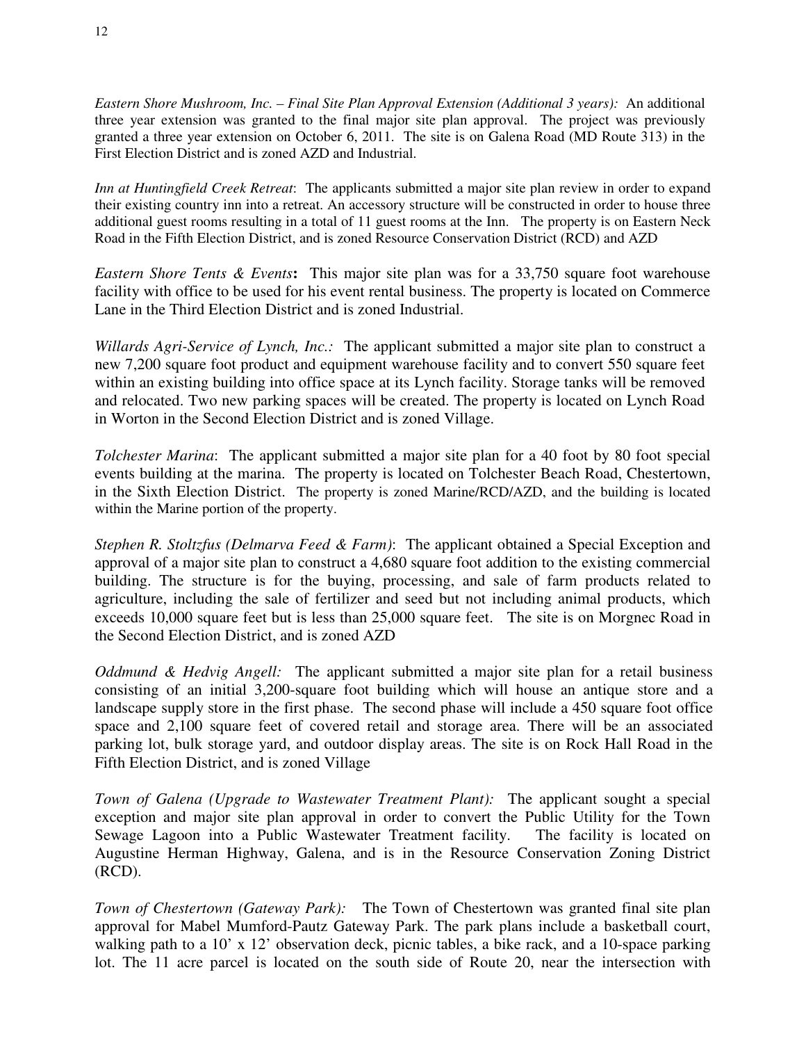*Eastern Shore Mushroom, Inc. – Final Site Plan Approval Extension (Additional 3 years):* An additional three year extension was granted to the final major site plan approval. The project was previously granted a three year extension on October 6, 2011. The site is on Galena Road (MD Route 313) in the First Election District and is zoned AZD and Industrial.

*Inn at Huntingfield Creek Retreat*: The applicants submitted a major site plan review in order to expand their existing country inn into a retreat. An accessory structure will be constructed in order to house three additional guest rooms resulting in a total of 11 guest rooms at the Inn. The property is on Eastern Neck Road in the Fifth Election District, and is zoned Resource Conservation District (RCD) and AZD

*Eastern Shore Tents & Events***:** This major site plan was for a 33,750 square foot warehouse facility with office to be used for his event rental business. The property is located on Commerce Lane in the Third Election District and is zoned Industrial.

*Willards Agri-Service of Lynch, Inc.:* The applicant submitted a major site plan to construct a new 7,200 square foot product and equipment warehouse facility and to convert 550 square feet within an existing building into office space at its Lynch facility. Storage tanks will be removed and relocated. Two new parking spaces will be created. The property is located on Lynch Road in Worton in the Second Election District and is zoned Village.

*Tolchester Marina*: The applicant submitted a major site plan for a 40 foot by 80 foot special events building at the marina. The property is located on Tolchester Beach Road, Chestertown, in the Sixth Election District. The property is zoned Marine/RCD/AZD, and the building is located within the Marine portion of the property.

*Stephen R. Stoltzfus (Delmarva Feed & Farm)*: The applicant obtained a Special Exception and approval of a major site plan to construct a 4,680 square foot addition to the existing commercial building. The structure is for the buying, processing, and sale of farm products related to agriculture, including the sale of fertilizer and seed but not including animal products, which exceeds 10,000 square feet but is less than 25,000 square feet. The site is on Morgnec Road in the Second Election District, and is zoned AZD

*Oddmund & Hedvig Angell:* The applicant submitted a major site plan for a retail business consisting of an initial 3,200-square foot building which will house an antique store and a landscape supply store in the first phase. The second phase will include a 450 square foot office space and 2,100 square feet of covered retail and storage area. There will be an associated parking lot, bulk storage yard, and outdoor display areas. The site is on Rock Hall Road in the Fifth Election District, and is zoned Village

*Town of Galena (Upgrade to Wastewater Treatment Plant):* The applicant sought a special exception and major site plan approval in order to convert the Public Utility for the Town Sewage Lagoon into a Public Wastewater Treatment facility. The facility is located on Augustine Herman Highway, Galena, and is in the Resource Conservation Zoning District (RCD).

*Town of Chestertown (Gateway Park):* The Town of Chestertown was granted final site plan approval for Mabel Mumford-Pautz Gateway Park. The park plans include a basketball court, walking path to a 10' x 12' observation deck, picnic tables, a bike rack, and a 10-space parking lot. The 11 acre parcel is located on the south side of Route 20, near the intersection with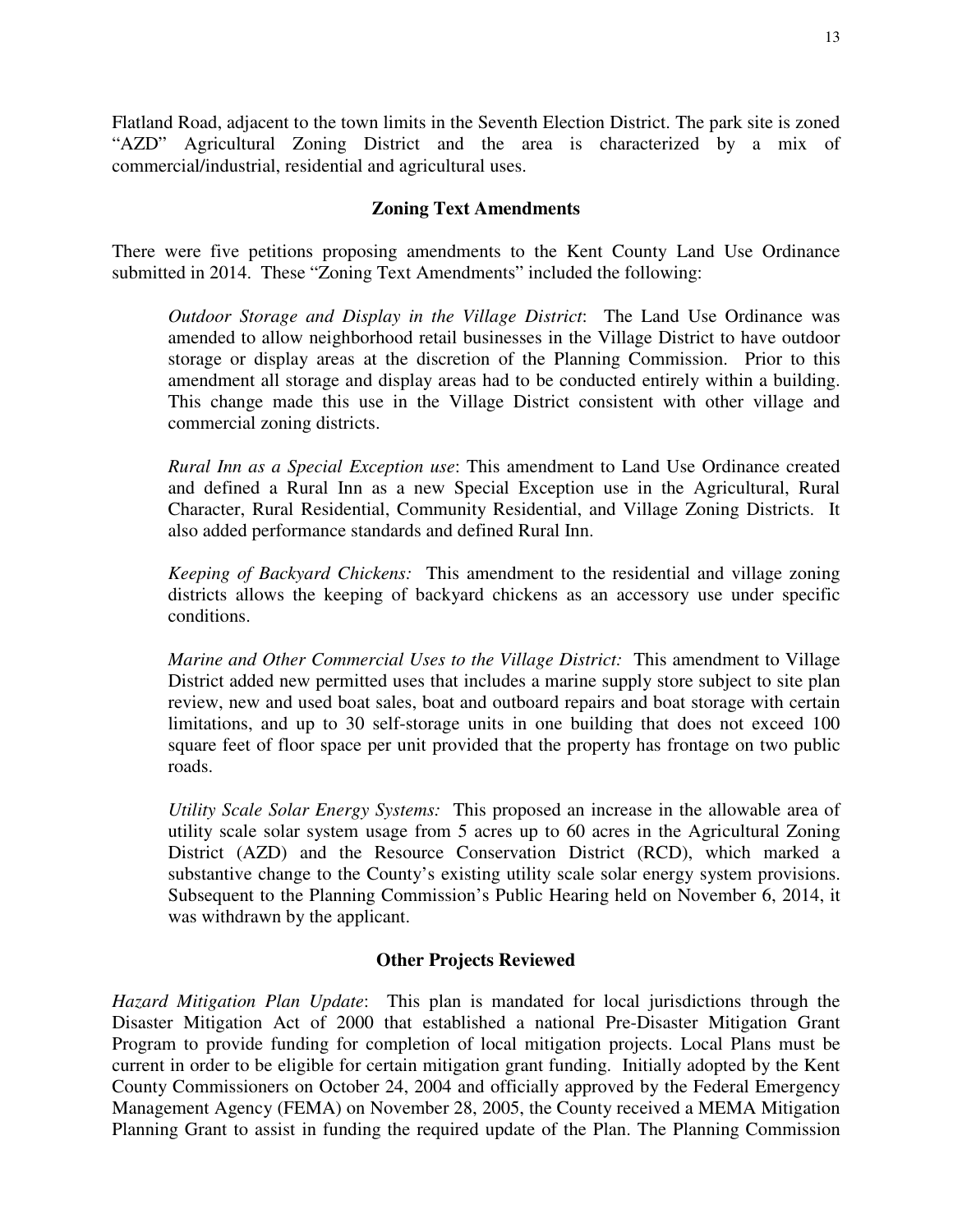Flatland Road, adjacent to the town limits in the Seventh Election District. The park site is zoned "AZD" Agricultural Zoning District and the area is characterized by a mix of commercial/industrial, residential and agricultural uses.

### Zoning Text Amendments

There were five petitions proposing amendments to the Kent County Land Use Ordinance submitted in 2014. These "Zoning Text Amendments" included the following:

*Outdoor Storage and Display in the Village District*: The Land Use Ordinance was amended to allow neighborhood retail businesses in the Village District to have outdoor storage or display areas at the discretion of the Planning Commission. Prior to this amendment all storage and display areas had to be conducted entirely within a building. This change made this use in the Village District consistent with other village and commercial zoning districts.

*Rural Inn as a Special Exception use*: This amendment to Land Use Ordinance created and defined a Rural Inn as a new Special Exception use in the Agricultural, Rural Character, Rural Residential, Community Residential, and Village Zoning Districts. It also added performance standards and defined Rural Inn.

*Keeping of Backyard Chickens:* This amendment to the residential and village zoning districts allows the keeping of backyard chickens as an accessory use under specific conditions.

*Marine and Other Commercial Uses to the Village District:* This amendment to Village District added new permitted uses that includes a marine supply store subject to site plan review, new and used boat sales, boat and outboard repairs and boat storage with certain limitations, and up to 30 self-storage units in one building that does not exceed 100 square feet of floor space per unit provided that the property has frontage on two public roads.

*Utility Scale Solar Energy Systems:* This proposed an increase in the allowable area of utility scale solar system usage from 5 acres up to 60 acres in the Agricultural Zoning District (AZD) and the Resource Conservation District (RCD), which marked a substantive change to the County's existing utility scale solar energy system provisions. Subsequent to the Planning Commission's Public Hearing held on November 6, 2014, it was withdrawn by the applicant.

### Other Projects Reviewed

*Hazard Mitigation Plan Update*: This plan is mandated for local jurisdictions through the Disaster Mitigation Act of 2000 that established a national Pre-Disaster Mitigation Grant Program to provide funding for completion of local mitigation projects. Local Plans must be current in order to be eligible for certain mitigation grant funding. Initially adopted by the Kent County Commissioners on October 24, 2004 and officially approved by the Federal Emergency Management Agency (FEMA) on November 28, 2005, the County received a MEMA Mitigation Planning Grant to assist in funding the required update of the Plan. The Planning Commission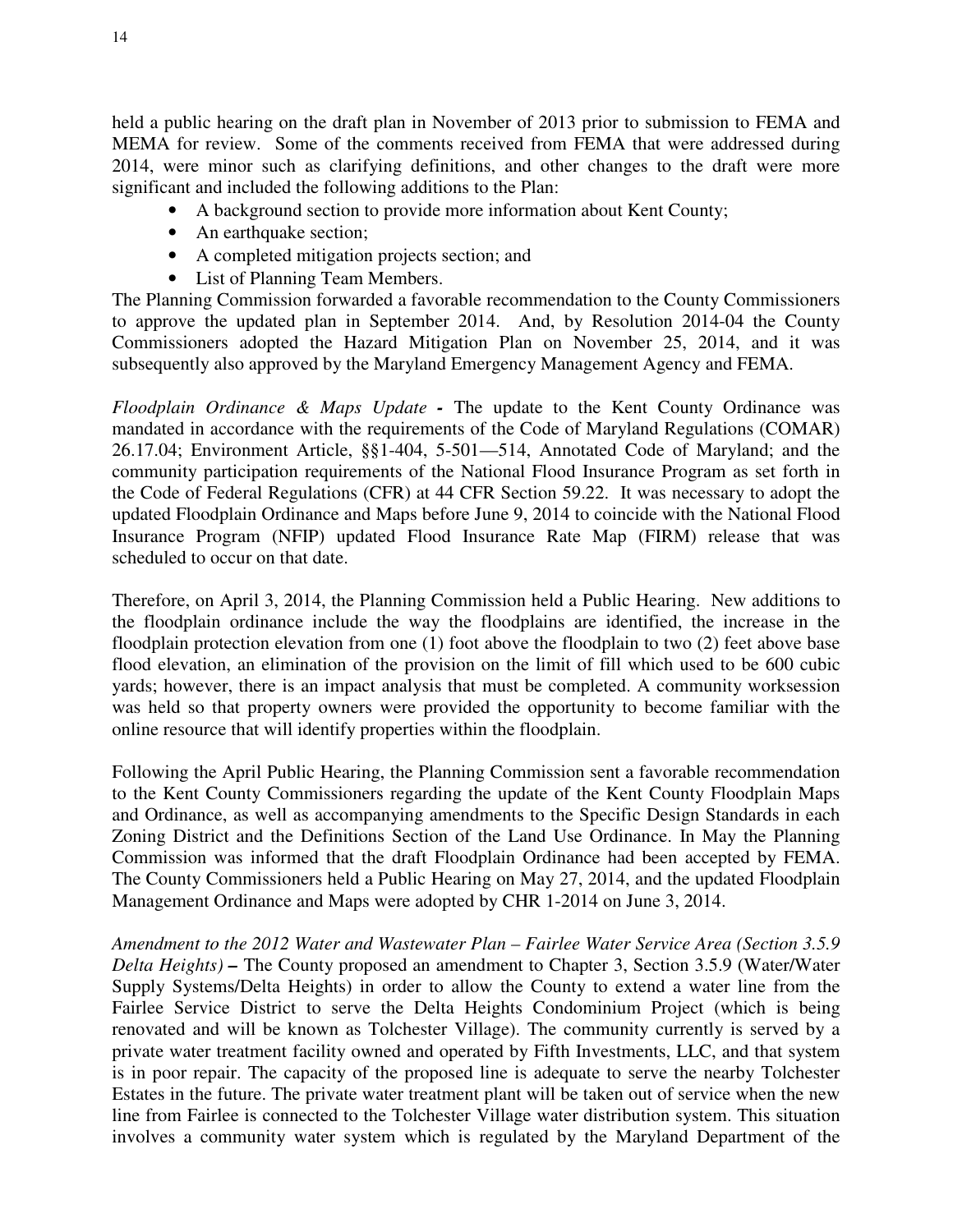held a public hearing on the draft plan in November of 2013 prior to submission to FEMA and MEMA for review. Some of the comments received from FEMA that were addressed during 2014, were minor such as clarifying definitions, and other changes to the draft were more significant and included the following additions to the Plan:

- A background section to provide more information about Kent County;
- An earthquake section;
- A completed mitigation projects section; and
- List of Planning Team Members.

The Planning Commission forwarded a favorable recommendation to the County Commissioners to approve the updated plan in September 2014. And, by Resolution 2014-04 the County Commissioners adopted the Hazard Mitigation Plan on November 25, 2014, and it was subsequently also approved by the Maryland Emergency Management Agency and FEMA.

*Floodplain Ordinance & Maps Update* **-** The update to the Kent County Ordinance was mandated in accordance with the requirements of the Code of Maryland Regulations (COMAR) 26.17.04; Environment Article, §§1-404, 5-501—514, Annotated Code of Maryland; and the community participation requirements of the National Flood Insurance Program as set forth in the Code of Federal Regulations (CFR) at 44 CFR Section 59.22. It was necessary to adopt the updated Floodplain Ordinance and Maps before June 9, 2014 to coincide with the National Flood Insurance Program (NFIP) updated Flood Insurance Rate Map (FIRM) release that was scheduled to occur on that date.

Therefore, on April 3, 2014, the Planning Commission held a Public Hearing. New additions to the floodplain ordinance include the way the floodplains are identified, the increase in the floodplain protection elevation from one (1) foot above the floodplain to two (2) feet above base flood elevation, an elimination of the provision on the limit of fill which used to be 600 cubic yards; however, there is an impact analysis that must be completed. A community worksession was held so that property owners were provided the opportunity to become familiar with the online resource that will identify properties within the floodplain.

Following the April Public Hearing, the Planning Commission sent a favorable recommendation to the Kent County Commissioners regarding the update of the Kent County Floodplain Maps and Ordinance, as well as accompanying amendments to the Specific Design Standards in each Zoning District and the Definitions Section of the Land Use Ordinance. In May the Planning Commission was informed that the draft Floodplain Ordinance had been accepted by FEMA. The County Commissioners held a Public Hearing on May 27, 2014, and the updated Floodplain Management Ordinance and Maps were adopted by CHR 1-2014 on June 3, 2014.

*Amendment to the 2012 Water and Wastewater Plan – Fairlee Water Service Area (Section 3.5.9 Delta Heights)* **–** The County proposed an amendment to Chapter 3, Section 3.5.9 (Water/Water Supply Systems/Delta Heights) in order to allow the County to extend a water line from the Fairlee Service District to serve the Delta Heights Condominium Project (which is being renovated and will be known as Tolchester Village). The community currently is served by a private water treatment facility owned and operated by Fifth Investments, LLC, and that system is in poor repair. The capacity of the proposed line is adequate to serve the nearby Tolchester Estates in the future. The private water treatment plant will be taken out of service when the new line from Fairlee is connected to the Tolchester Village water distribution system. This situation involves a community water system which is regulated by the Maryland Department of the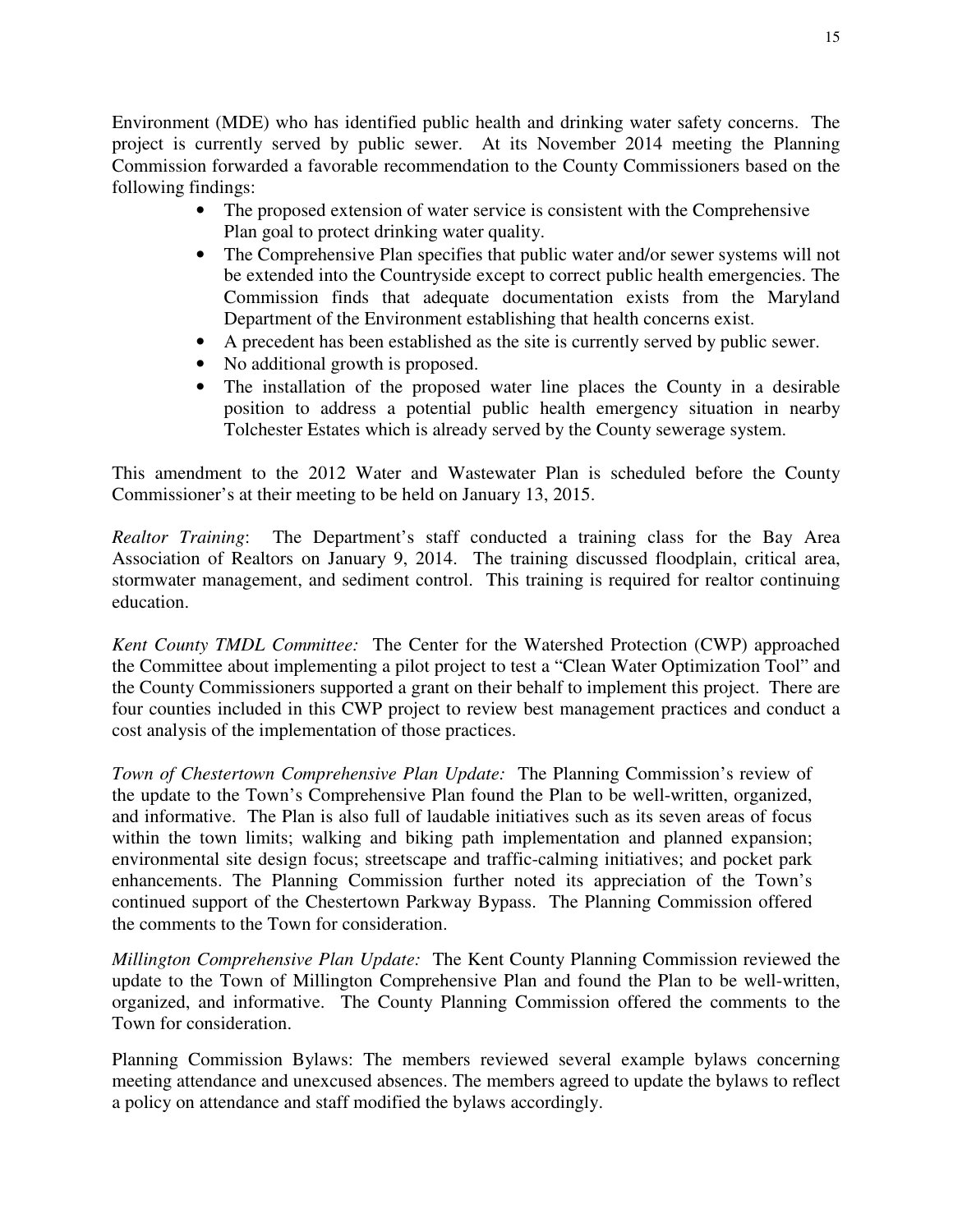Environment (MDE) who has identified public health and drinking water safety concerns. The project is currently served by public sewer. At its November 2014 meeting the Planning Commission forwarded a favorable recommendation to the County Commissioners based on the following findings:

- The proposed extension of water service is consistent with the Comprehensive Plan goal to protect drinking water quality.
- The Comprehensive Plan specifies that public water and/or sewer systems will not be extended into the Countryside except to correct public health emergencies. The Commission finds that adequate documentation exists from the Maryland Department of the Environment establishing that health concerns exist.
- A precedent has been established as the site is currently served by public sewer.
- No additional growth is proposed.
- The installation of the proposed water line places the County in a desirable position to address a potential public health emergency situation in nearby Tolchester Estates which is already served by the County sewerage system.

This amendment to the 2012 Water and Wastewater Plan is scheduled before the County Commissioner's at their meeting to be held on January 13, 2015.

*Realtor Training*: The Department's staff conducted a training class for the Bay Area Association of Realtors on January 9, 2014. The training discussed floodplain, critical area, stormwater management, and sediment control. This training is required for realtor continuing education.

*Kent County TMDL Committee:* The Center for the Watershed Protection (CWP) approached the Committee about implementing a pilot project to test a "Clean Water Optimization Tool" and the County Commissioners supported a grant on their behalf to implement this project. There are four counties included in this CWP project to review best management practices and conduct a cost analysis of the implementation of those practices.

*Town of Chestertown Comprehensive Plan Update:* The Planning Commission's review of the update to the Town's Comprehensive Plan found the Plan to be well-written, organized, and informative. The Plan is also full of laudable initiatives such as its seven areas of focus within the town limits; walking and biking path implementation and planned expansion; environmental site design focus; streetscape and traffic-calming initiatives; and pocket park enhancements. The Planning Commission further noted its appreciation of the Town's continued support of the Chestertown Parkway Bypass. The Planning Commission offered the comments to the Town for consideration.

*Millington Comprehensive Plan Update:* The Kent County Planning Commission reviewed the update to the Town of Millington Comprehensive Plan and found the Plan to be well-written, organized, and informative. The County Planning Commission offered the comments to the Town for consideration.

Planning Commission Bylaws: The members reviewed several example bylaws concerning meeting attendance and unexcused absences. The members agreed to update the bylaws to reflect a policy on attendance and staff modified the bylaws accordingly.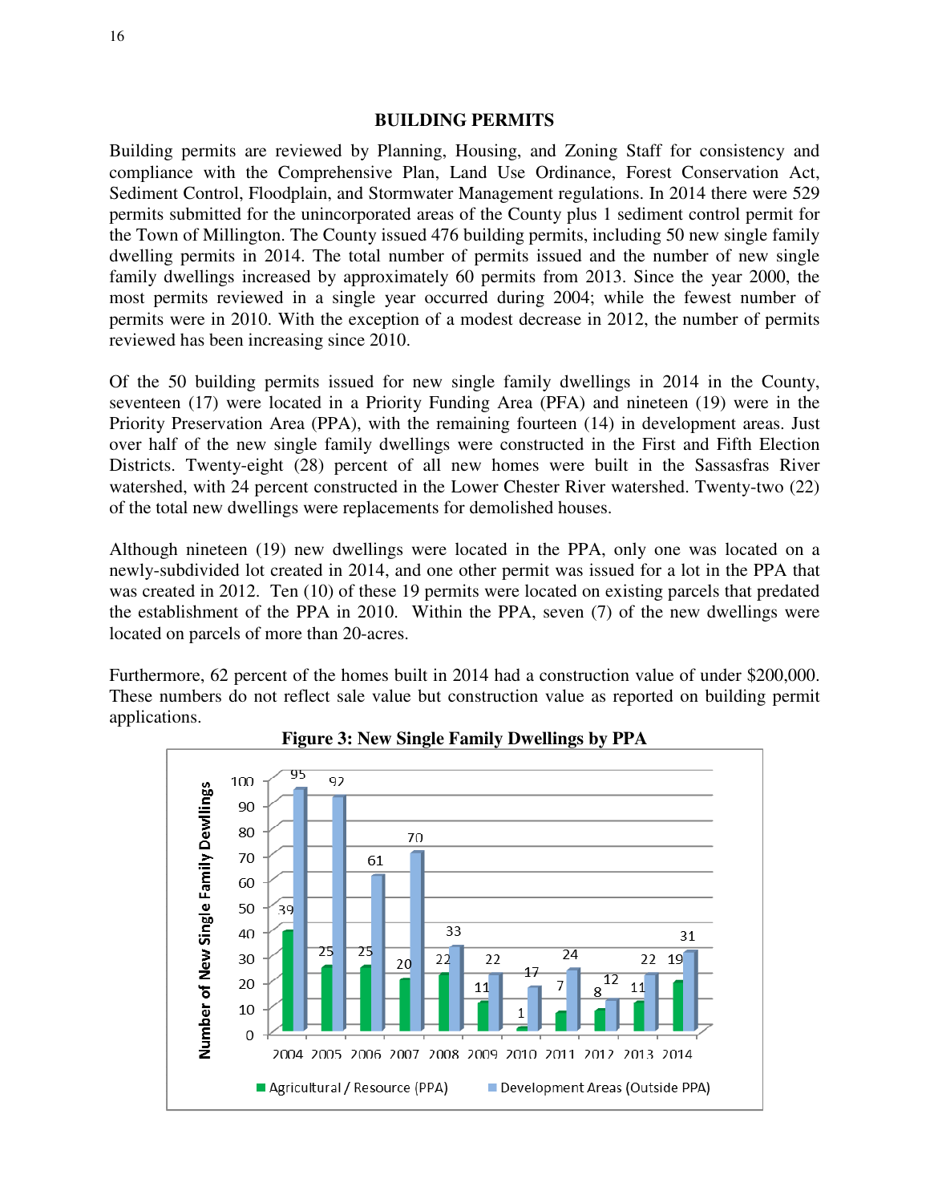## BUILDING PERMITS

Building permits are reviewed by Planning, Housing, and Zoning Staff for consistency and compliance with the Comprehensive Plan, Land Use Ordinance, Forest Conservation Act, Sediment Control, Floodplain, and Stormwater Management regulations. In 2014 there were 529 permits submitted for the unincorporated areas of the County plus 1 sediment control permit for the Town of Millington. The County issued 476 building permits, including 50 new single family dwelling permits in 2014. The total number of permits issued and the number of new single family dwellings increased by approximately 60 permits from 2013. Since the year 2000, the most permits reviewed in a single year occurred during 2004; while the fewest number of permits were in 2010. With the exception of a modest decrease in 2012, the number of permits reviewed has been increasing since 2010.

Of the 50 building permits issued for new single family dwellings in 2014 in the County, seventeen (17) were located in a Priority Funding Area (PFA) and nineteen (19) were in the Priority Preservation Area (PPA), with the remaining fourteen (14) in development areas. Just over half of the new single family dwellings were constructed in the First and Fifth Election Districts. Twenty-eight (28) percent of all new homes were built in the Sassasfras River watershed, with 24 percent constructed in the Lower Chester River watershed. Twenty-two (22) of the total new dwellings were replacements for demolished houses.

Although nineteen (19) new dwellings were located in the PPA, only one was located on a newly-subdivided lot created in 2014, and one other permit was issued for a lot in the PPA that was created in 2012. Ten (10) of these 19 permits were located on existing parcels that predated the establishment of the PPA in 2010. Within the PPA, seven (7) of the new dwellings were located on parcels of more than 20-acres.

Furthermore, 62 percent of the homes built in 2014 had a construction value of under $200,000. These numbers do not reflect sale value but construction value as reported on building permit applications.

**Figure 3: New Single Family Dwellings by PPA**

| Year | Agricultural / Resource (PPA) | Development Areas (Outside PPA) |
|---|---|---|
| 2004 | 39 | 95 |
| 2005 | 25 | 92 |
| 2006 | 25 | 61 |
| 2007 | 20 | 70 |
| 2008 | 22 | 33 |
| 2009 | 11 | 22 |
| 2010 | 1 | 17 |
| 2011 | 7 | 24 |
| 2012 | 8 | 12 |
| 2013 | 11 | 22 |
| 2014 | 19 | 31 |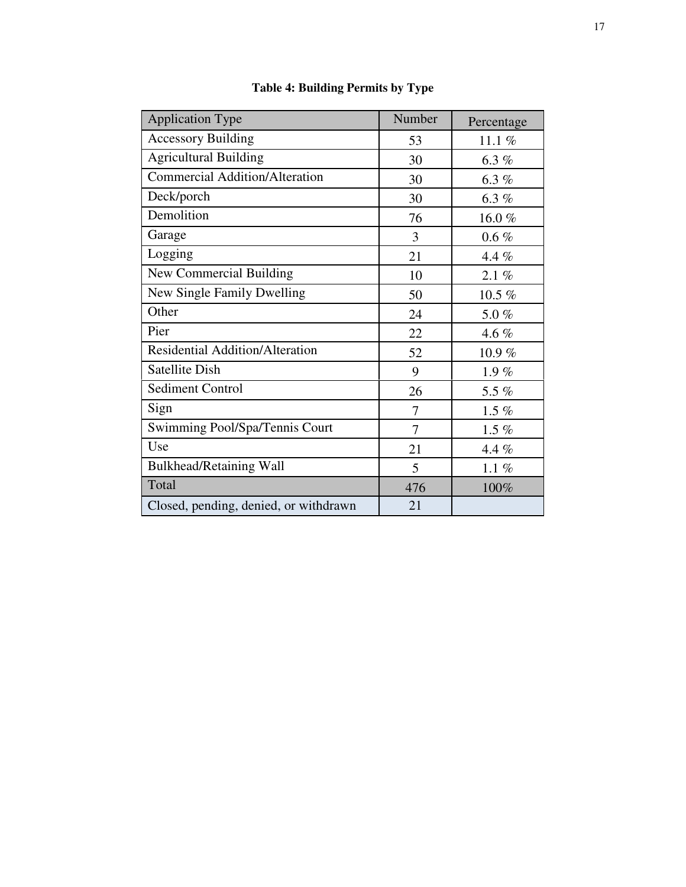**Table 4: Building Permits by Type**

| Application Type | Number | Percentage |
|---|---|---|
| Accessory Building | 53 | 11.1 % |
| Agricultural Building | 30 | 6.3 % |
| Commercial Addition/Alteration | 30 | 6.3 % |
| Deck/porch | 30 | 6.3 % |
| Demolition | 76 | 16.0 % |
| Garage | 3 | 0.6 % |
| Logging | 21 | 4.4 % |
| New Commercial Building | 10 | 2.1 % |
| New Single Family Dwelling | 50 | 10.5 % |
| Other | 24 | 5.0 % |
| Pier | 22 | 4.6 % |
| Residential Addition/Alteration | 52 | 10.9 % |
| Satellite Dish | 9 | 1.9 % |
| Sediment Control | 26 | 5.5 % |
| Sign | 7 | 1.5 % |
| Swimming Pool/Spa/Tennis Court | 7 | 1.5 % |
| Use | 21 | 4.4 % |
| Bulkhead/Retaining Wall | 5 | 1.1 % |
| Total | 476 | 100% |
| Closed, pending, denied, or withdrawn | 21 | |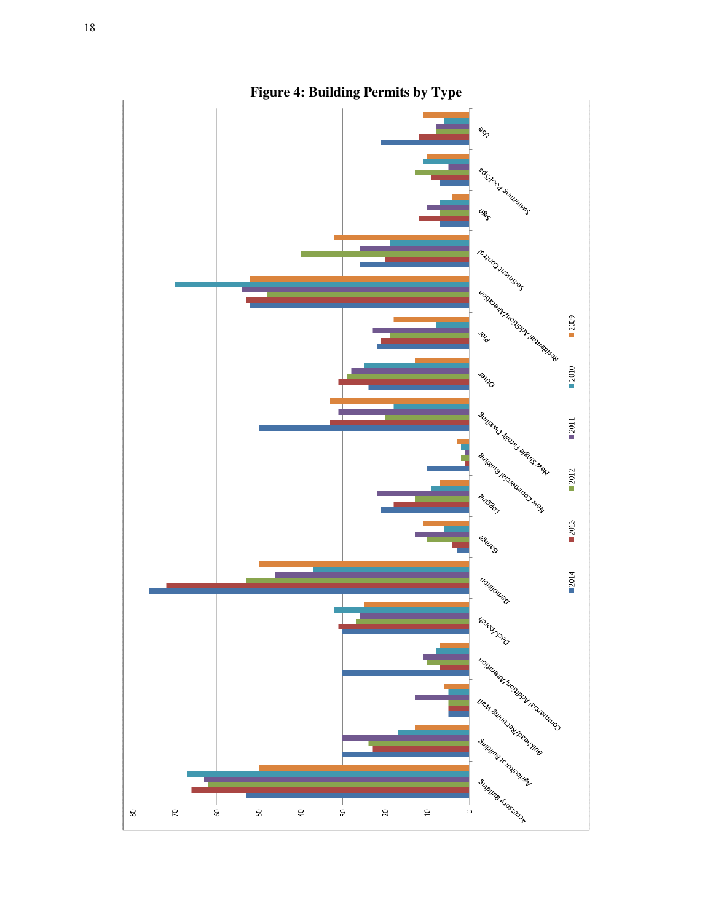**Figure 4: Building Permits by Type**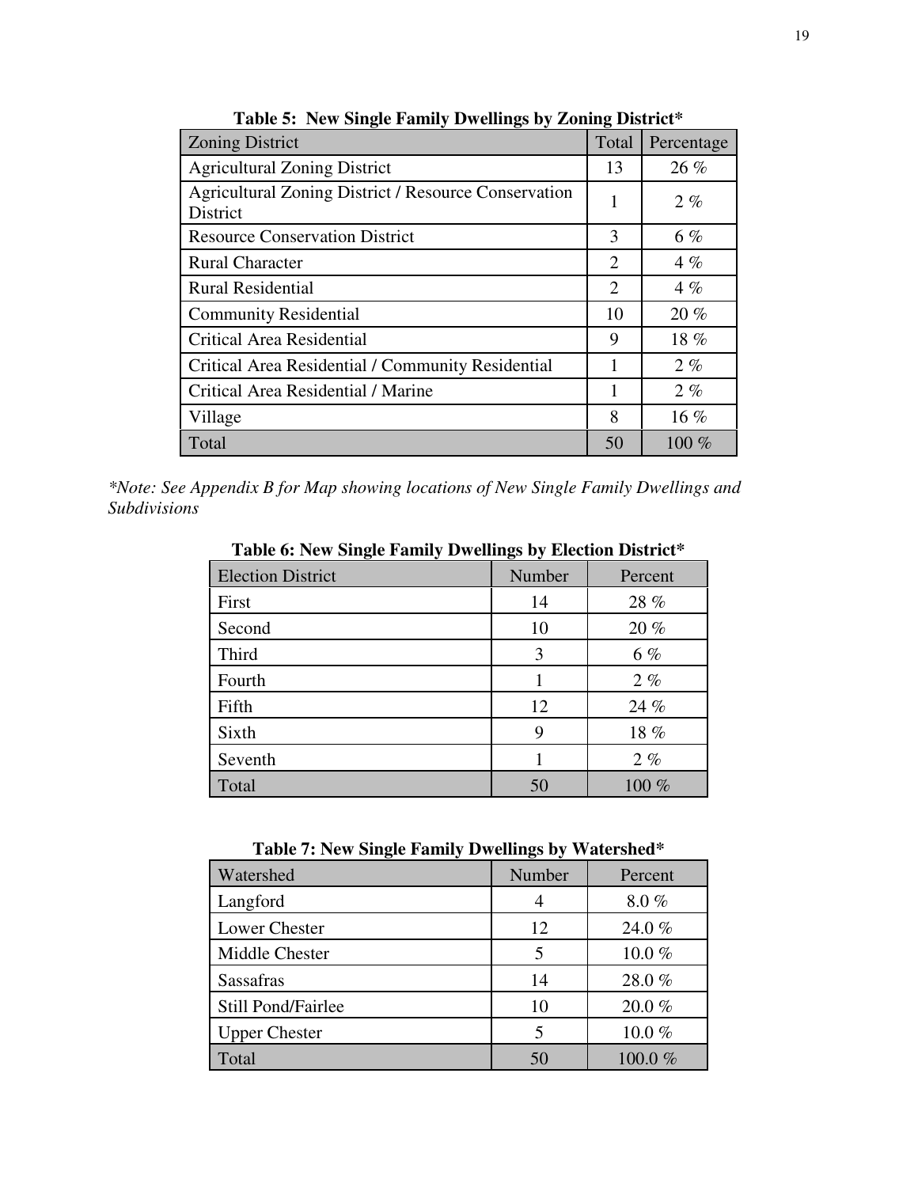**Table 5: New Single Family Dwellings by Zoning District***

| Zoning District | Total | Percentage |
|---|---|---|
| Agricultural Zoning District | 13 | 26 % |
| Agricultural Zoning District / Resource Conservation District | 1 | 2 % |
| Resource Conservation District | 3 | 6 % |
| Rural Character | 2 | 4 % |
| Rural Residential | 2 | 4 % |
| Community Residential | 10 | 20 % |
| Critical Area Residential | 9 | 18 % |
| Critical Area Residential / Community Residential | 1 | 2 % |
| Critical Area Residential / Marine | 1 | 2 % |
| Village | 8 | 16 % |
| Total | 50 | 100 % |

*\*Note: See Appendix B for Map showing locations of New Single Family Dwellings and Subdivisions*

**Table 6: New Single Family Dwellings by Election District***

| Election District | Number | Percent |
|---|---|---|
| First | 14 | 28 % |
| Second | 10 | 20 % |
| Third | 3 | 6 % |
| Fourth | 1 | 2 % |
| Fifth | 12 | 24 % |
| Sixth | 9 | 18 % |
| Seventh | 1 | 2 % |
| Total | 50 | 100 % |

**Table 7: New Single Family Dwellings by Watershed***

| Watershed | Number | Percent |
|---|---|---|
| Langford | 4 | 8.0 % |
| Lower Chester | 12 | 24.0 % |
| Middle Chester | 5 | 10.0 % |
| Sassafras | 14 | 28.0 % |
| Still Pond/Fairlee | 10 | 20.0 % |
| Upper Chester | 5 | 10.0 % |
| Total | 50 | 100.0 % |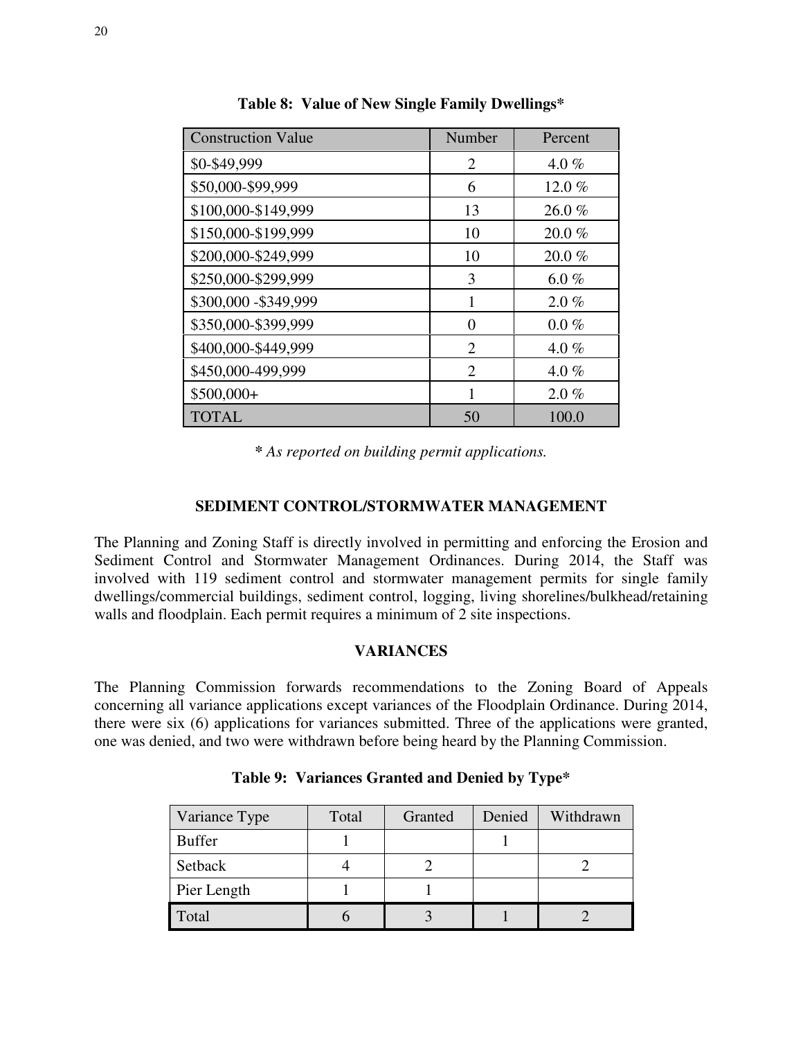**Table 8: Value of New Single Family Dwellings***

| Construction Value | Number | Percent |
|---|---|---|
| $0-$49,999 | 2 | 4.0 % |
| $50,000-$99,999 | 6 | 12.0 % |
| $100,000-$149,999 | 13 | 26.0 % |
| $150,000-$199,999 | 10 | 20.0 % |
| $200,000-$249,999 | 10 | 20.0 % |
| $250,000-$299,999 | 3 | 6.0 % |
| $300,000 -$349,999 | 1 | 2.0 % |
| $350,000-$399,999 | 0 | 0.0 % |
| $400,000-$449,999 | 2 | 4.0 % |
| $450,000-499,999 | 2 | 4.0 % |
| $500,000+ | 1 | 2.0 % |
| TOTAL | 50 | 100.0 |

***** *As reported on building permit applications.*

## SEDIMENT CONTROL/STORMWATER MANAGEMENT

The Planning and Zoning Staff is directly involved in permitting and enforcing the Erosion and Sediment Control and Stormwater Management Ordinances. During 2014, the Staff was involved with 119 sediment control and stormwater management permits for single family dwellings/commercial buildings, sediment control, logging, living shorelines/bulkhead/retaining walls and floodplain. Each permit requires a minimum of 2 site inspections.

## VARIANCES

The Planning Commission forwards recommendations to the Zoning Board of Appeals concerning all variance applications except variances of the Floodplain Ordinance. During 2014, there were six (6) applications for variances submitted. Three of the applications were granted, one was denied, and two were withdrawn before being heard by the Planning Commission.

**Table 9: Variances Granted and Denied by Type***

| Variance Type | Total | Granted | Denied | Withdrawn |
|---|---|---|---|---|
| Buffer | 1 | | 1 | |
| Setback | 4 | 2 | | 2 |
| Pier Length | 1 | 1 | | |
| Total | 6 | 3 | 1 | 2 |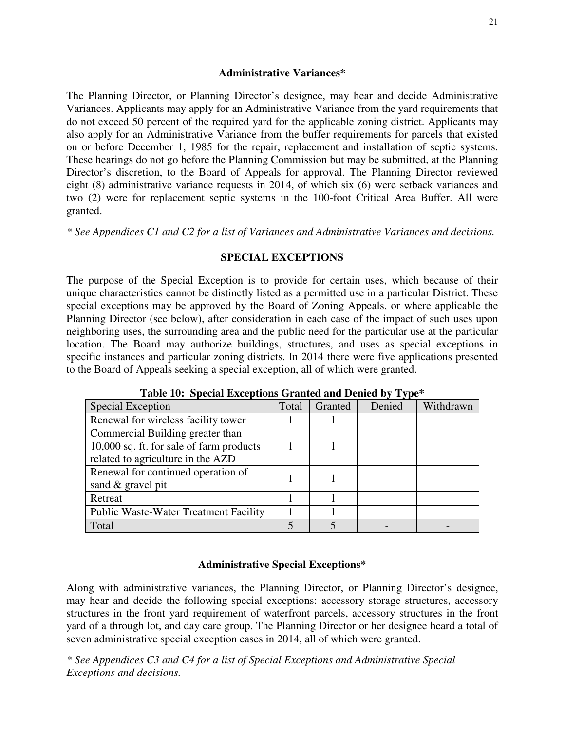### Administrative Variances*

The Planning Director, or Planning Director's designee, may hear and decide Administrative Variances. Applicants may apply for an Administrative Variance from the yard requirements that do not exceed 50 percent of the required yard for the applicable zoning district. Applicants may also apply for an Administrative Variance from the buffer requirements for parcels that existed on or before December 1, 1985 for the repair, replacement and installation of septic systems. These hearings do not go before the Planning Commission but may be submitted, at the Planning Director's discretion, to the Board of Appeals for approval. The Planning Director reviewed eight (8) administrative variance requests in 2014, of which six (6) were setback variances and two (2) were for replacement septic systems in the 100-foot Critical Area Buffer. All were granted.

*\* See Appendices C1 and C2 for a list of Variances and Administrative Variances and decisions.*

## SPECIAL EXCEPTIONS

The purpose of the Special Exception is to provide for certain uses, which because of their unique characteristics cannot be distinctly listed as a permitted use in a particular District. These special exceptions may be approved by the Board of Zoning Appeals, or where applicable the Planning Director (see below), after consideration in each case of the impact of such uses upon neighboring uses, the surrounding area and the public need for the particular use at the particular location. The Board may authorize buildings, structures, and uses as special exceptions in specific instances and particular zoning districts. In 2014 there were five applications presented to the Board of Appeals seeking a special exception, all of which were granted.

**Table 10: Special Exceptions Granted and Denied by Type***

| Special Exception | Total | Granted | Denied | Withdrawn |
|---|---|---|---|---|
| Renewal for wireless facility tower | 1 | 1 | | |
| Commercial Building greater than 10,000 sq. ft. for sale of farm products related to agriculture in the AZD | 1 | 1 | | |
| Renewal for continued operation of sand & gravel pit | 1 | 1 | | |
| Retreat | 1 | 1 | | |
| Public Waste-Water Treatment Facility | 1 | 1 | | |
| Total | 5 | 5 | - | - |

### Administrative Special Exceptions*

Along with administrative variances, the Planning Director, or Planning Director's designee, may hear and decide the following special exceptions: accessory storage structures, accessory structures in the front yard requirement of waterfront parcels, accessory structures in the front yard of a through lot, and day care group. The Planning Director or her designee heard a total of seven administrative special exception cases in 2014, all of which were granted.

*\* See Appendices C3 and C4 for a list of Special Exceptions and Administrative Special Exceptions and decisions.*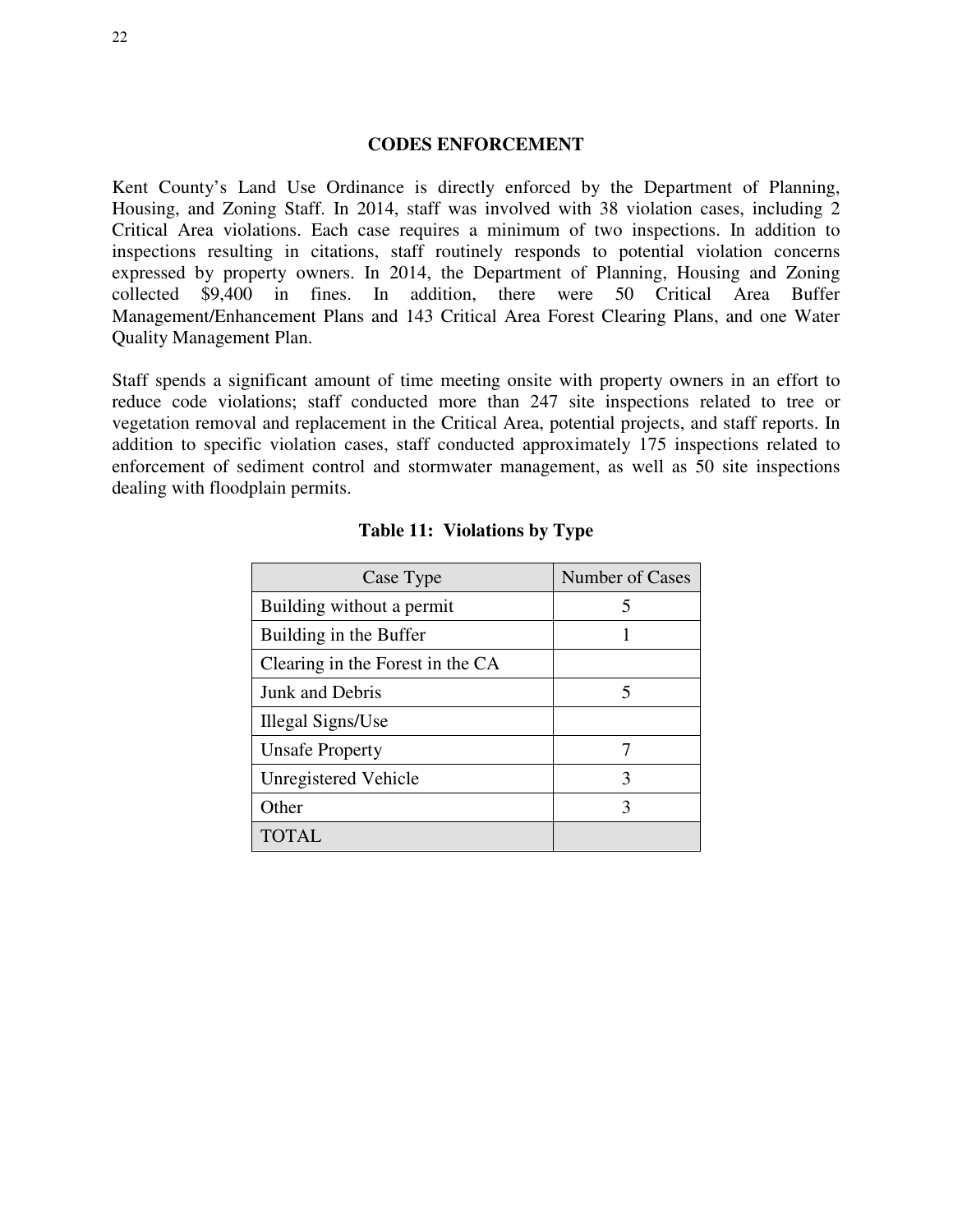## CODES ENFORCEMENT

Kent County's Land Use Ordinance is directly enforced by the Department of Planning, Housing, and Zoning Staff. In 2014, staff was involved with 38 violation cases, including 2 Critical Area violations. Each case requires a minimum of two inspections. In addition to inspections resulting in citations, staff routinely responds to potential violation concerns expressed by property owners. In 2014, the Department of Planning, Housing and Zoning collected $9,400 in fines. In addition, there were 50 Critical Area Buffer Management/Enhancement Plans and 143 Critical Area Forest Clearing Plans, and one Water Quality Management Plan.

Staff spends a significant amount of time meeting onsite with property owners in an effort to reduce code violations; staff conducted more than 247 site inspections related to tree or vegetation removal and replacement in the Critical Area, potential projects, and staff reports. In addition to specific violation cases, staff conducted approximately 175 inspections related to enforcement of sediment control and stormwater management, as well as 50 site inspections dealing with floodplain permits.

**Table 11: Violations by Type**

| Case Type | Number of Cases |
|---|---|
| Building without a permit | 5 |
| Building in the Buffer | 1 |
| Clearing in the Forest in the CA | |
| Junk and Debris | 5 |
| Illegal Signs/Use | |
| Unsafe Property | 7 |
| Unregistered Vehicle | 3 |
| Other | 3 |
| TOTAL | |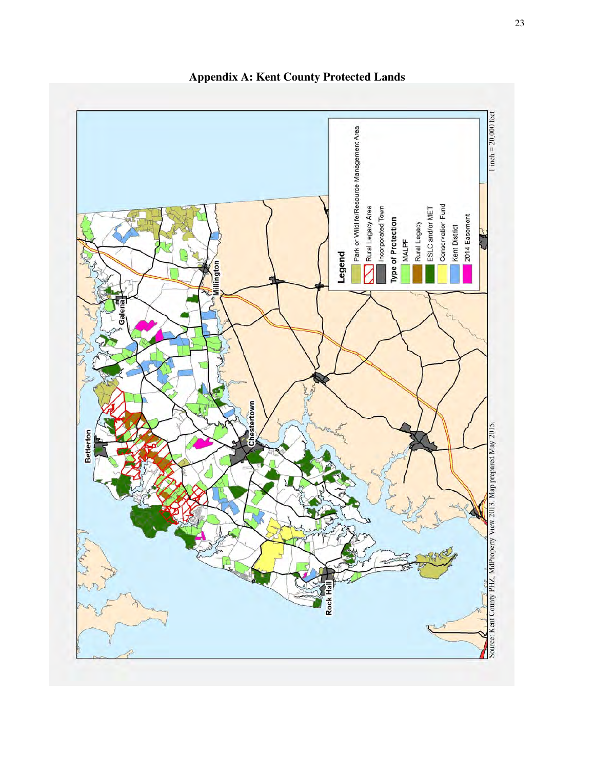# Appendix A: Kent County Protected Lands

**Legend**

- Park or Wildlife/Resource Management Area
- Rural Legacy Area
- Incorporated Town

**Type of Protection**

- MALPF
- Rural Legacy
- ESLC and/or MET
- Conservation Fund
- Kent District
- 2014 Easement

Betterton, Galena, Millington, Chestertown, Rock Hall

1 inch = 20,000 feet

Source: Kent County PHZ, MdProperty View 2013. Map prepared May 2015.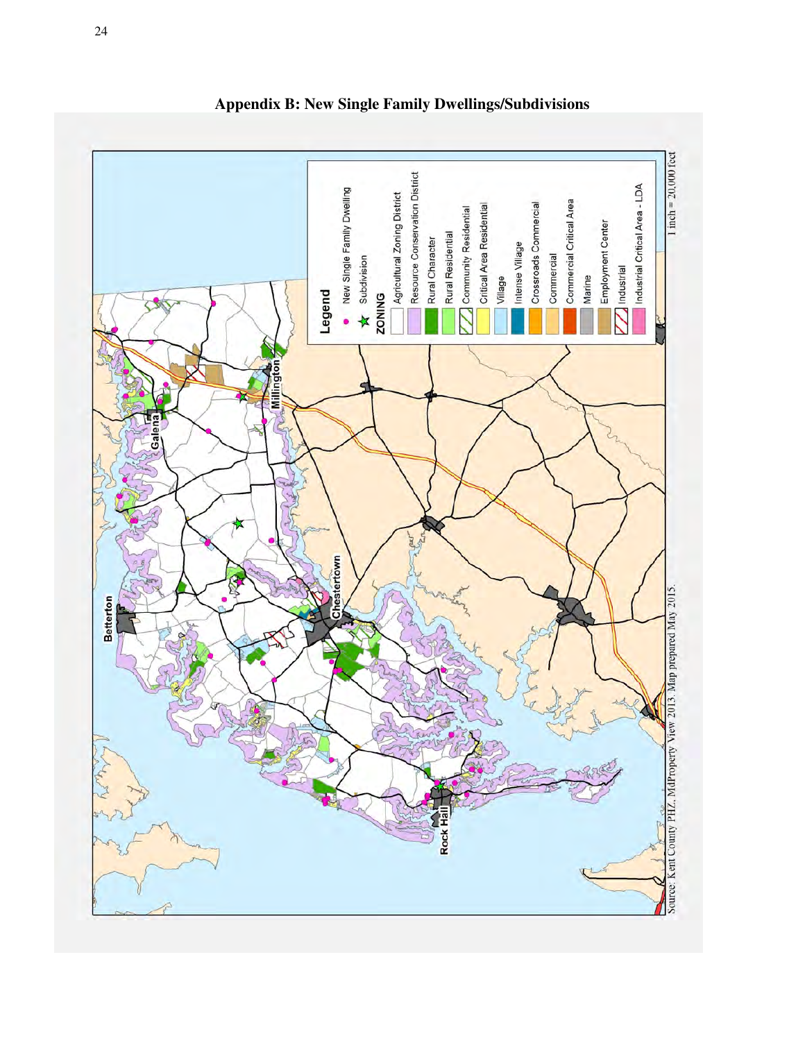## Appendix B: New Single Family Dwellings/Subdivisions

**Legend**

- New Single Family Dwelling
- Subdivision

**ZONING**

- Agricultural Zoning District
- Resource Conservation District
- Rural Character
- Rural Residential
- Community Residential
- Critical Area Residential
- Village
- Intense Village
- Crossroads Commercial
- Commercial
- Commercial Critical Area
- Marine
- Employment Center
- Industrial
- Industrial Critical Area - LDA

1 inch = 20,000 feet

Betterton, Galena, Millington, Chestertown, Rock Hall

Source: Kent County PHZ, MdProperty View 2013. Map prepared May 2015.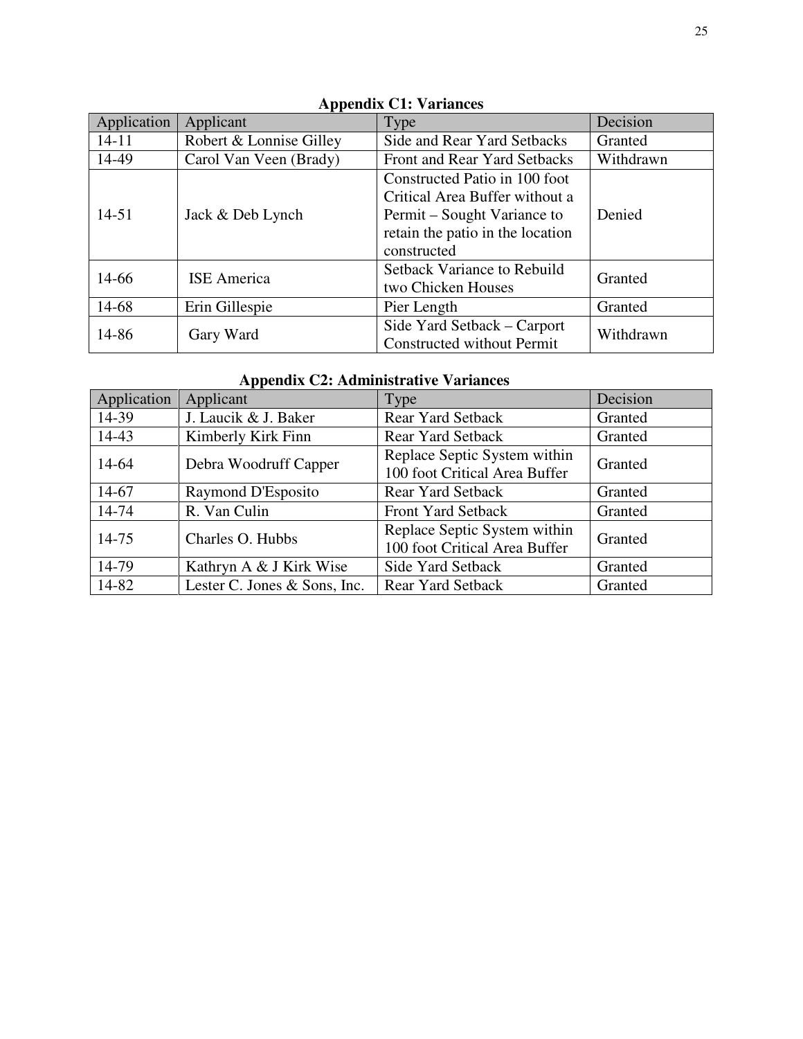**Appendix C1: Variances**

| Application | Applicant | Type | Decision |
|---|---|---|---|
| 14-11 | Robert & Lonnise Gilley | Side and Rear Yard Setbacks | Granted |
| 14-49 | Carol Van Veen (Brady) | Front and Rear Yard Setbacks | Withdrawn |
| 14-51 | Jack & Deb Lynch | Constructed Patio in 100 foot Critical Area Buffer without a Permit – Sought Variance to retain the patio in the location constructed | Denied |
| 14-66 | ISE America | Setback Variance to Rebuild two Chicken Houses | Granted |
| 14-68 | Erin Gillespie | Pier Length | Granted |
| 14-86 | Gary Ward | Side Yard Setback – Carport Constructed without Permit | Withdrawn |

**Appendix C2: Administrative Variances**

| Application | Applicant | Type | Decision |
|---|---|---|---|
| 14-39 | J. Laucik & J. Baker | Rear Yard Setback | Granted |
| 14-43 | Kimberly Kirk Finn | Rear Yard Setback | Granted |
| 14-64 | Debra Woodruff Capper | Replace Septic System within 100 foot Critical Area Buffer | Granted |
| 14-67 | Raymond D'Esposito | Rear Yard Setback | Granted |
| 14-74 | R. Van Culin | Front Yard Setback | Granted |
| 14-75 | Charles O. Hubbs | Replace Septic System within 100 foot Critical Area Buffer | Granted |
| 14-79 | Kathryn A & J Kirk Wise | Side Yard Setback | Granted |
| 14-82 | Lester C. Jones & Sons, Inc. | Rear Yard Setback | Granted |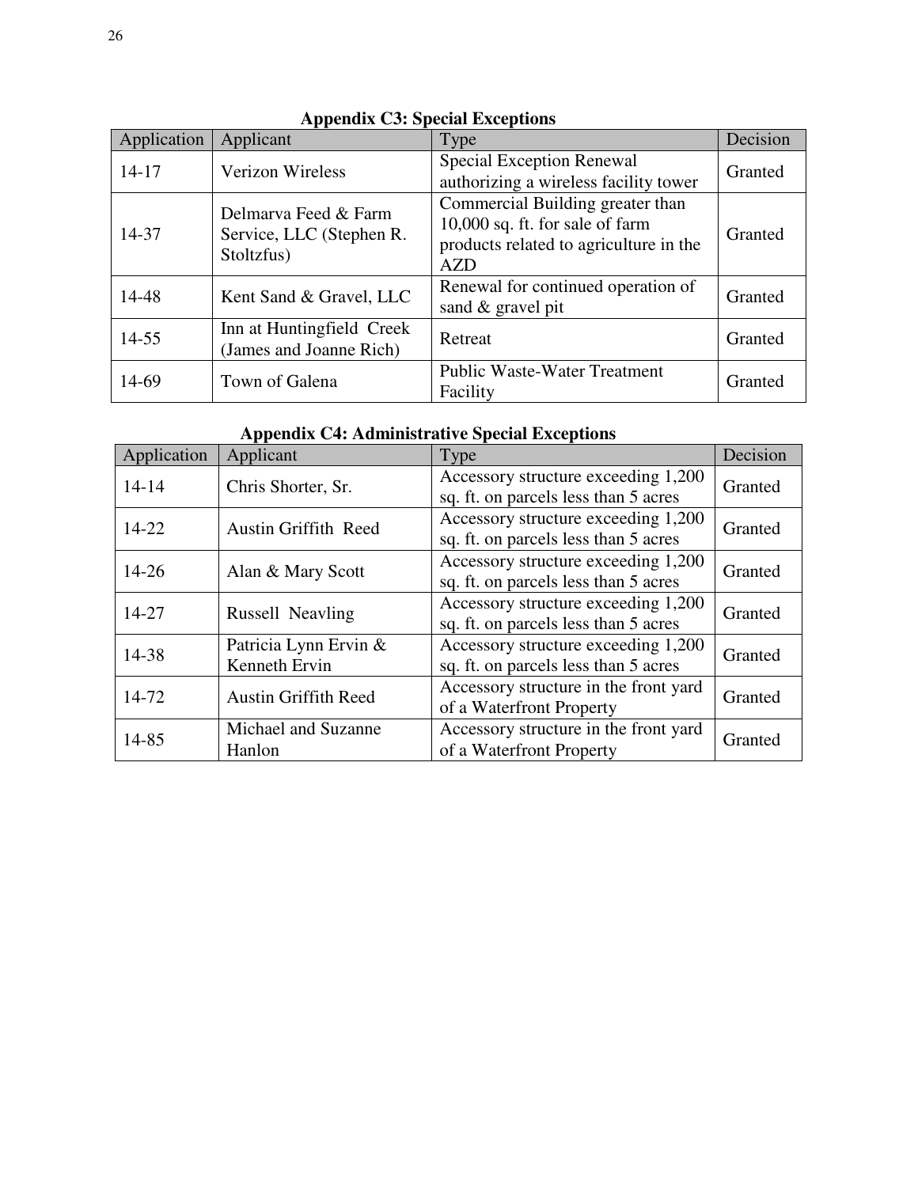**Appendix C3: Special Exceptions**

| Application | Applicant | Type | Decision |
|---|---|---|---|
| 14-17 | Verizon Wireless | Special Exception Renewal authorizing a wireless facility tower | Granted |
| 14-37 | Delmarva Feed & Farm Service, LLC (Stephen R. Stoltzfus) | Commercial Building greater than 10,000 sq. ft. for sale of farm products related to agriculture in the AZD | Granted |
| 14-48 | Kent Sand & Gravel, LLC | Renewal for continued operation of sand & gravel pit | Granted |
| 14-55 | Inn at Huntingfield Creek (James and Joanne Rich) | Retreat | Granted |
| 14-69 | Town of Galena | Public Waste-Water Treatment Facility | Granted |

**Appendix C4: Administrative Special Exceptions**

| Application | Applicant | Type | Decision |
|---|---|---|---|
| 14-14 | Chris Shorter, Sr. | Accessory structure exceeding 1,200 sq. ft. on parcels less than 5 acres | Granted |
| 14-22 | Austin Griffith Reed | Accessory structure exceeding 1,200 sq. ft. on parcels less than 5 acres | Granted |
| 14-26 | Alan & Mary Scott | Accessory structure exceeding 1,200 sq. ft. on parcels less than 5 acres | Granted |
| 14-27 | Russell Neavling | Accessory structure exceeding 1,200 sq. ft. on parcels less than 5 acres | Granted |
| 14-38 | Patricia Lynn Ervin & Kenneth Ervin | Accessory structure exceeding 1,200 sq. ft. on parcels less than 5 acres | Granted |
| 14-72 | Austin Griffith Reed | Accessory structure in the front yard of a Waterfront Property | Granted |
| 14-85 | Michael and Suzanne Hanlon | Accessory structure in the front yard of a Waterfront Property | Granted |